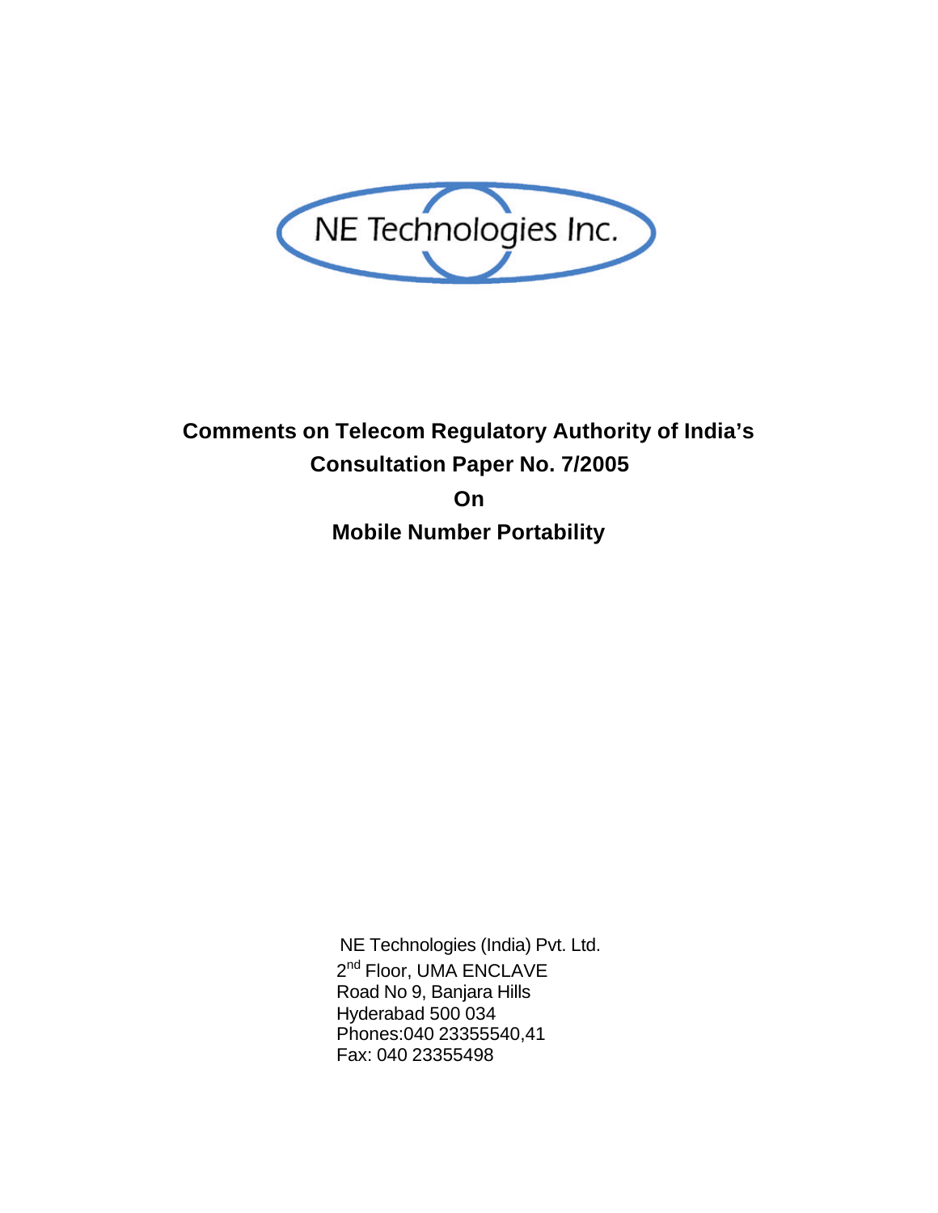NE Technologies Inc.

# Comments on Telecom Regulatory Authority of India's Consultation Paper No. 7/2005 On Mobile Number Portability

NE Technologies (India) Pvt. Ltd.
2nd Floor, UMA ENCLAVE
Road No 9, Banjara Hills
Hyderabad 500 034
Phones:040 23355540,41
Fax: 040 23355498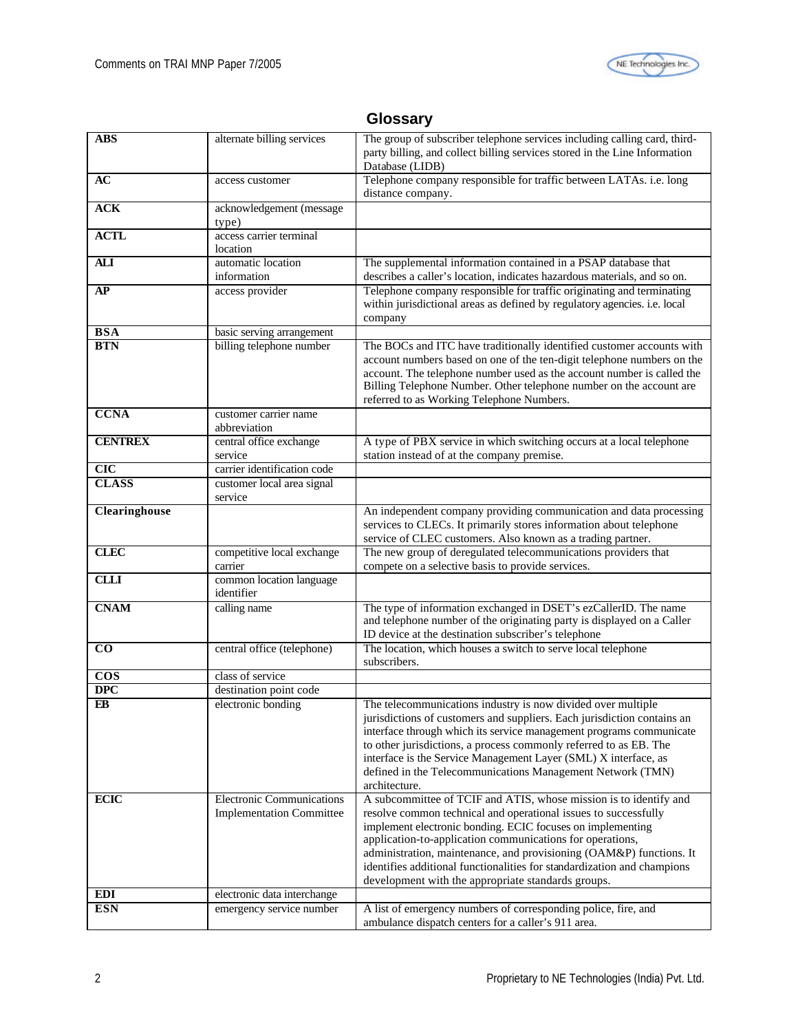## Glossary

| | | |
|---|---|---|
| **ABS** | alternate billing services | The group of subscriber telephone services including calling card, third-party billing, and collect billing services stored in the Line Information Database (LIDB) |
| **AC** | access customer | Telephone company responsible for traffic between LATAs. i.e. long distance company. |
| **ACK** | acknowledgement (message type) | |
| **ACTL** | access carrier terminal location | |
| **ALI** | automatic location information | The supplemental information contained in a PSAP database that describes a caller's location, indicates hazardous materials, and so on. |
| **AP** | access provider | Telephone company responsible for traffic originating and terminating within jurisdictional areas as defined by regulatory agencies. i.e. local company |
| **BSA** | basic serving arrangement | |
| **BTN** | billing telephone number | The BOCs and ITC have traditionally identified customer accounts with account numbers based on one of the ten-digit telephone numbers on the account. The telephone number used as the account number is called the Billing Telephone Number. Other telephone number on the account are referred to as Working Telephone Numbers. |
| **CCNA** | customer carrier name abbreviation | |
| **CENTREX** | central office exchange service | A type of PBX service in which switching occurs at a local telephone station instead of at the company premise. |
| **CIC** | carrier identification code | |
| **CLASS** | customer local area signal service | |
| **Clearinghouse** | | An independent company providing communication and data processing services to CLECs. It primarily stores information about telephone service of CLEC customers. Also known as a trading partner. |
| **CLEC** | competitive local exchange carrier | The new group of deregulated telecommunications providers that compete on a selective basis to provide services. |
| **CLLI** | common location language identifier | |
| **CNAM** | calling name | The type of information exchanged in DSET's ezCallerID. The name and telephone number of the originating party is displayed on a Caller ID device at the destination subscriber's telephone |
| **CO** | central office (telephone) | The location, which houses a switch to serve local telephone subscribers. |
| **COS** | class of service | |
| **DPC** | destination point code | |
| **EB** | electronic bonding | The telecommunications industry is now divided over multiple jurisdictions of customers and suppliers. Each jurisdiction contains an interface through which its service management programs communicate to other jurisdictions, a process commonly referred to as EB. The interface is the Service Management Layer (SML) X interface, as defined in the Telecommunications Management Network (TMN) architecture. |
| **ECIC** | Electronic Communications Implementation Committee | A subcommittee of TCIF and ATIS, whose mission is to identify and resolve common technical and operational issues to successfully implement electronic bonding. ECIC focuses on implementing application-to-application communications for operations, administration, maintenance, and provisioning (OAM&P) functions. It identifies additional functionalities for standardization and champions development with the appropriate standards groups. |
| **EDI** | electronic data interchange | |
| **ESN** | emergency service number | A list of emergency numbers of corresponding police, fire, and ambulance dispatch centers for a caller's 911 area. |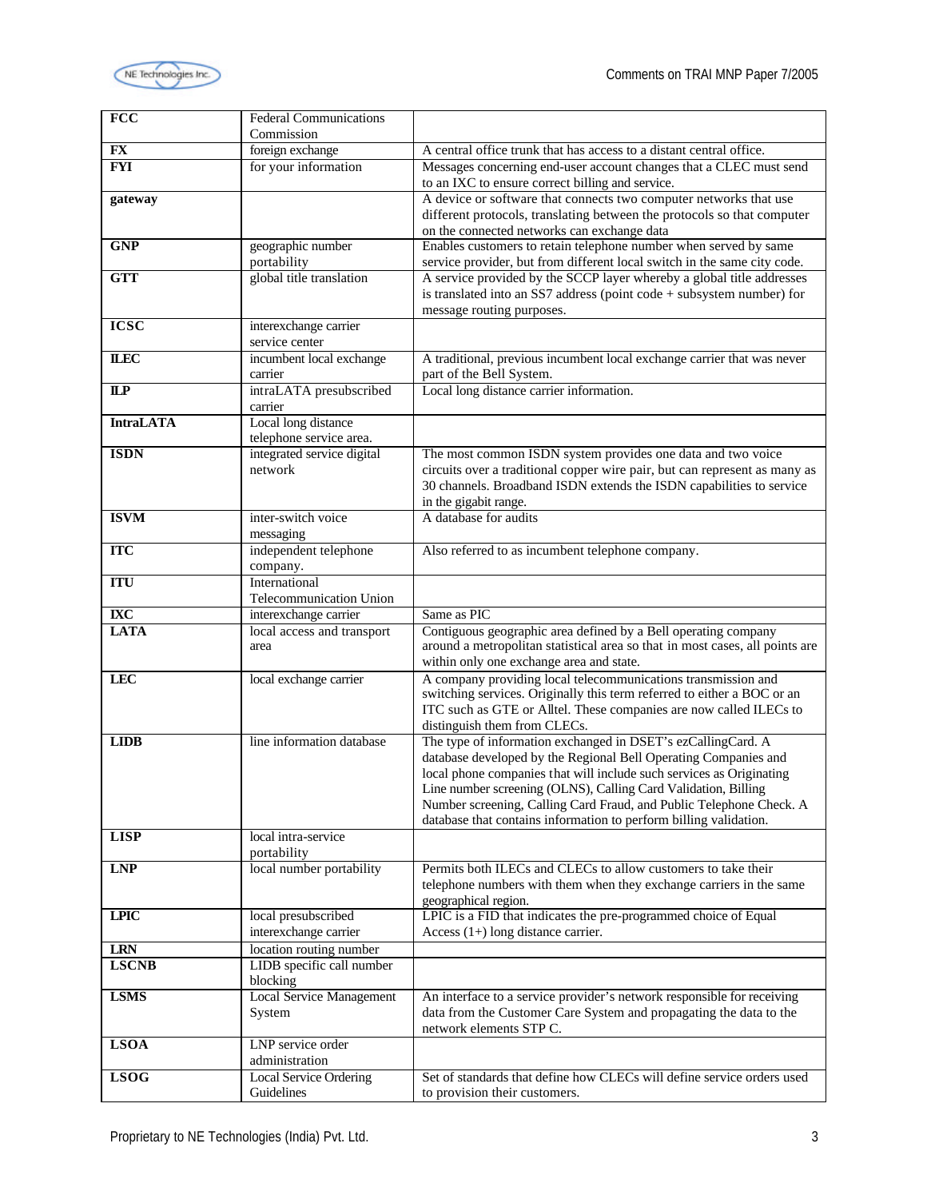| | | |
|---|---|---|
| **FCC** | Federal Communications Commission | |
| **FX** | foreign exchange | A central office trunk that has access to a distant central office. |
| **FYI** | for your information | Messages concerning end-user account changes that a CLEC must send to an IXC to ensure correct billing and service. |
| **gateway** | | A device or software that connects two computer networks that use different protocols, translating between the protocols so that computer on the connected networks can exchange data |
| **GNP** | geographic number portability | Enables customers to retain telephone number when served by same service provider, but from different local switch in the same city code. |
| **GTT** | global title translation | A service provided by the SCCP layer whereby a global title addresses is translated into an SS7 address (point code + subsystem number) for message routing purposes. |
| **ICSC** | interexchange carrier service center | |
| **ILEC** | incumbent local exchange carrier | A traditional, previous incumbent local exchange carrier that was never part of the Bell System. |
| **ILP** | intraLATA presubscribed carrier | Local long distance carrier information. |
| **IntraLATA** | Local long distance telephone service area. | |
| **ISDN** | integrated service digital network | The most common ISDN system provides one data and two voice circuits over a traditional copper wire pair, but can represent as many as 30 channels. Broadband ISDN extends the ISDN capabilities to service in the gigabit range. |
| **ISVM** | inter-switch voice messaging | A database for audits |
| **ITC** | independent telephone company. | Also referred to as incumbent telephone company. |
| **ITU** | International Telecommunication Union | |
| **IXC** | interexchange carrier | Same as PIC |
| **LATA** | local access and transport area | Contiguous geographic area defined by a Bell operating company around a metropolitan statistical area so that in most cases, all points are within only one exchange area and state. |
| **LEC** | local exchange carrier | A company providing local telecommunications transmission and switching services. Originally this term referred to either a BOC or an ITC such as GTE or Alltel. These companies are now called ILECs to distinguish them from CLECs. |
| **LIDB** | line information database | The type of information exchanged in DSET's ezCallingCard. A database developed by the Regional Bell Operating Companies and local phone companies that will include such services as Originating Line number screening (OLNS), Calling Card Validation, Billing Number screening, Calling Card Fraud, and Public Telephone Check. A database that contains information to perform billing validation. |
| **LISP** | local intra-service portability | |
| **LNP** | local number portability | Permits both ILECs and CLECs to allow customers to take their telephone numbers with them when they exchange carriers in the same geographical region. |
| **LPIC** | local presubscribed interexchange carrier | LPIC is a FID that indicates the pre-programmed choice of Equal Access (1+) long distance carrier. |
| **LRN** | location routing number | |
| **LSCNB** | LIDB specific call number blocking | |
| **LSMS** | Local Service Management System | An interface to a service provider's network responsible for receiving data from the Customer Care System and propagating the data to the network elements STP C. |
| **LSOA** | LNP service order administration | |
| **LSOG** | Local Service Ordering Guidelines | Set of standards that define how CLECs will define service orders used to provision their customers. |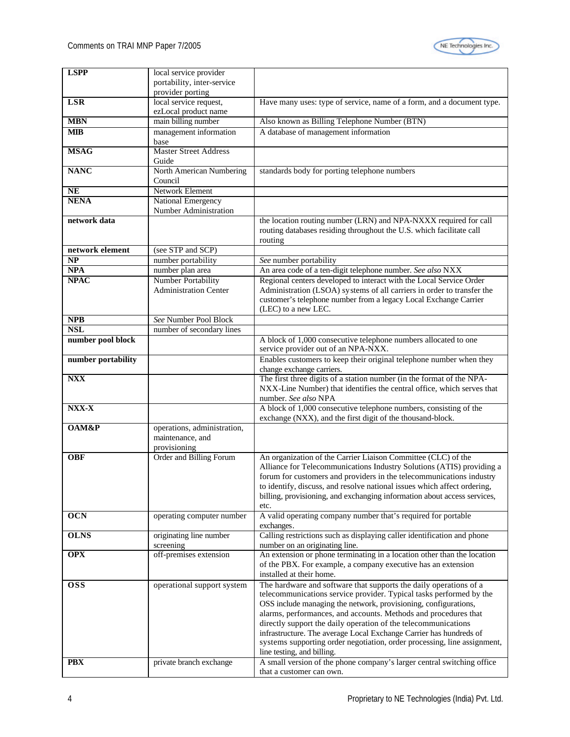| | | |
|---|---|---|
| **LSPP** | local service provider portability, inter-service provider porting | |
| **LSR** | local service request, ezLocal product name | Have many uses: type of service, name of a form, and a document type. |
| **MBN** | main billing number | Also known as Billing Telephone Number (BTN) |
| **MIB** | management information base | A database of management information |
| **MSAG** | Master Street Address Guide | |
| **NANC** | North American Numbering Council | standards body for porting telephone numbers |
| **NE** | Network Element | |
| **NENA** | National Emergency Number Administration | |
| **network data** | | the location routing number (LRN) and NPA-NXXX required for call routing databases residing throughout the U.S. which facilitate call routing |
| **network element** | (see STP and SCP) | |
| **NP** | number portability | *See* number portability |
| **NPA** | number plan area | An area code of a ten-digit telephone number. *See also* NXX |
| **NPAC** | Number Portability Administration Center | Regional centers developed to interact with the Local Service Order Administration (LSOA) systems of all carriers in order to transfer the customer's telephone number from a legacy Local Exchange Carrier (LEC) to a new LEC. |
| **NPB** | *See* Number Pool Block | |
| **NSL** | number of secondary lines | |
| **number pool block** | | A block of 1,000 consecutive telephone numbers allocated to one service provider out of an NPA-NXX. |
| **number portability** | | Enables customers to keep their original telephone number when they change exchange carriers. |
| **NXX** | | The first three digits of a station number (in the format of the NPA-NXX-Line Number) that identifies the central office, which serves that number. *See also* NPA |
| **NXX-X** | | A block of 1,000 consecutive telephone numbers, consisting of the exchange (NXX), and the first digit of the thousand-block. |
| **OAM&P** | operations, administration, maintenance, and provisioning | |
| **OBF** | Order and Billing Forum | An organization of the Carrier Liaison Committee (CLC) of the Alliance for Telecommunications Industry Solutions (ATIS) providing a forum for customers and providers in the telecommunications industry to identify, discuss, and resolve national issues which affect ordering, billing, provisioning, and exchanging information about access services, etc. |
| **OCN** | operating computer number | A valid operating company number that's required for portable exchanges. |
| **OLNS** | originating line number screening | Calling restrictions such as displaying caller identification and phone number on an originating line. |
| **OPX** | off-premises extension | An extension or phone terminating in a location other than the location of the PBX. For example, a company executive has an extension installed at their home. |
| **OSS** | operational support system | The hardware and software that supports the daily operations of a telecommunications service provider. Typical tasks performed by the OSS include managing the network, provisioning, configurations, alarms, performances, and accounts. Methods and procedures that directly support the daily operation of the telecommunications infrastructure. The average Local Exchange Carrier has hundreds of systems supporting order negotiation, order processing, line assignment, line testing, and billing. |
| **PBX** | private branch exchange | A small version of the phone company's larger central switching office that a customer can own. |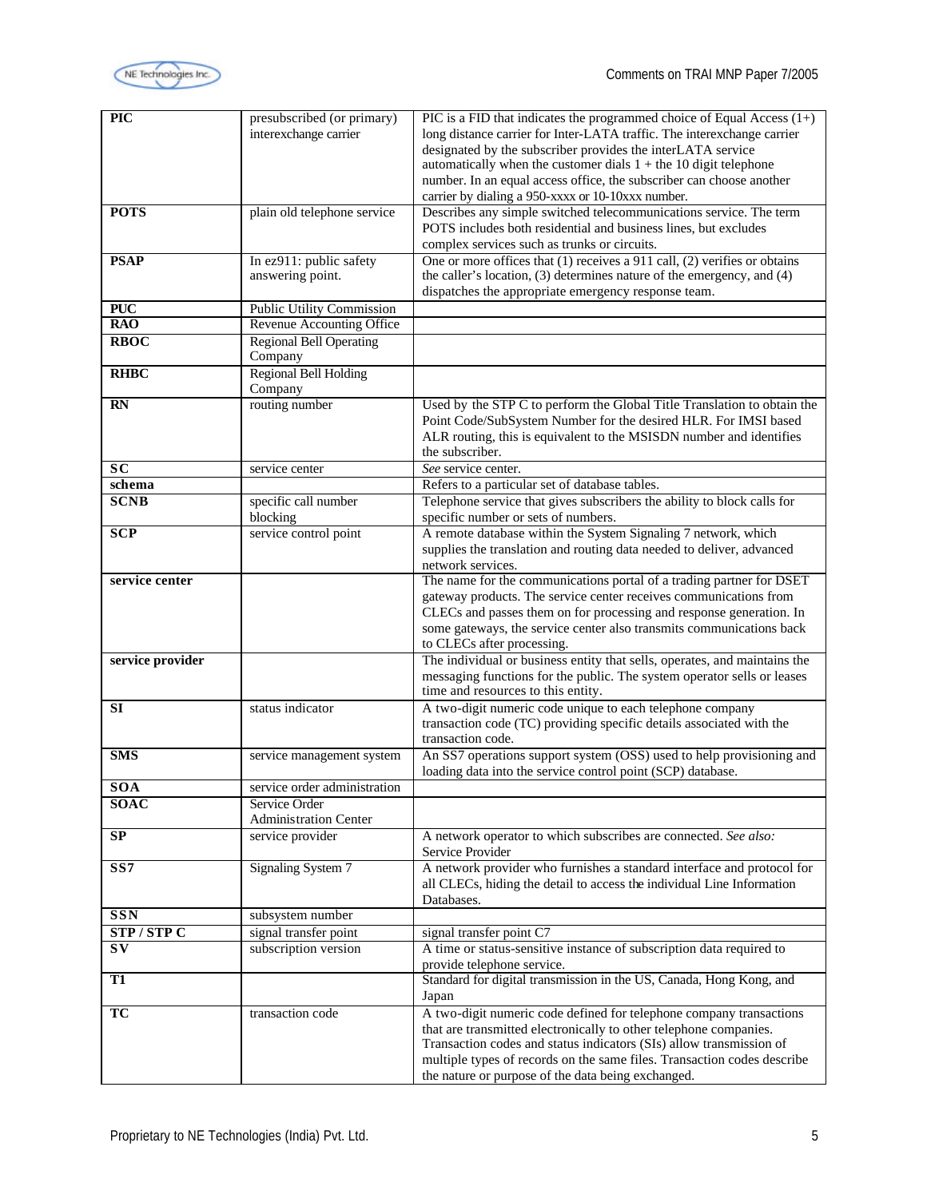| | | |
|---|---|---|
| **PIC** | presubscribed (or primary) interexchange carrier | PIC is a FID that indicates the programmed choice of Equal Access (1+) long distance carrier for Inter-LATA traffic. The interexchange carrier designated by the subscriber provides the interLATA service automatically when the customer dials 1 + the 10 digit telephone number. In an equal access office, the subscriber can choose another carrier by dialing a 950-xxxx or 10-10xxx number. |
| **POTS** | plain old telephone service | Describes any simple switched telecommunications service. The term POTS includes both residential and business lines, but excludes complex services such as trunks or circuits. |
| **PSAP** | In ez911: public safety answering point. | One or more offices that (1) receives a 911 call, (2) verifies or obtains the caller's location, (3) determines nature of the emergency, and (4) dispatches the appropriate emergency response team. |
| **PUC** | Public Utility Commission | |
| **RAO** | Revenue Accounting Office | |
| **RBOC** | Regional Bell Operating Company | |
| **RHBC** | Regional Bell Holding Company | |
| **RN** | routing number | Used by the STP C to perform the Global Title Translation to obtain the Point Code/SubSystem Number for the desired HLR. For IMSI based ALR routing, this is equivalent to the MSISDN number and identifies the subscriber. |
| **SC** | service center | *See* service center. |
| **schema** | | Refers to a particular set of database tables. |
| **SCNB** | specific call number blocking | Telephone service that gives subscribers the ability to block calls for specific number or sets of numbers. |
| **SCP** | service control point | A remote database within the System Signaling 7 network, which supplies the translation and routing data needed to deliver, advanced network services. |
| **service center** | | The name for the communications portal of a trading partner for DSET gateway products. The service center receives communications from CLECs and passes them on for processing and response generation. In some gateways, the service center also transmits communications back to CLECs after processing. |
| **service provider** | | The individual or business entity that sells, operates, and maintains the messaging functions for the public. The system operator sells or leases time and resources to this entity. |
| **SI** | status indicator | A two-digit numeric code unique to each telephone company transaction code (TC) providing specific details associated with the transaction code. |
| **SMS** | service management system | An SS7 operations support system (OSS) used to help provisioning and loading data into the service control point (SCP) database. |
| **SOA** | service order administration | |
| **SOAC** | Service Order Administration Center | |
| **SP** | service provider | A network operator to which subscribes are connected. *See also:* Service Provider |
| **SS7** | Signaling System 7 | A network provider who furnishes a standard interface and protocol for all CLECs, hiding the detail to access the individual Line Information Databases. |
| **SSN** | subsystem number | |
| **STP / STP C** | signal transfer point | signal transfer point C7 |
| **SV** | subscription version | A time or status-sensitive instance of subscription data required to provide telephone service. |
| **T1** | | Standard for digital transmission in the US, Canada, Hong Kong, and Japan |
| **TC** | transaction code | A two-digit numeric code defined for telephone company transactions that are transmitted electronically to other telephone companies. Transaction codes and status indicators (SIs) allow transmission of multiple types of records on the same files. Transaction codes describe the nature or purpose of the data being exchanged. |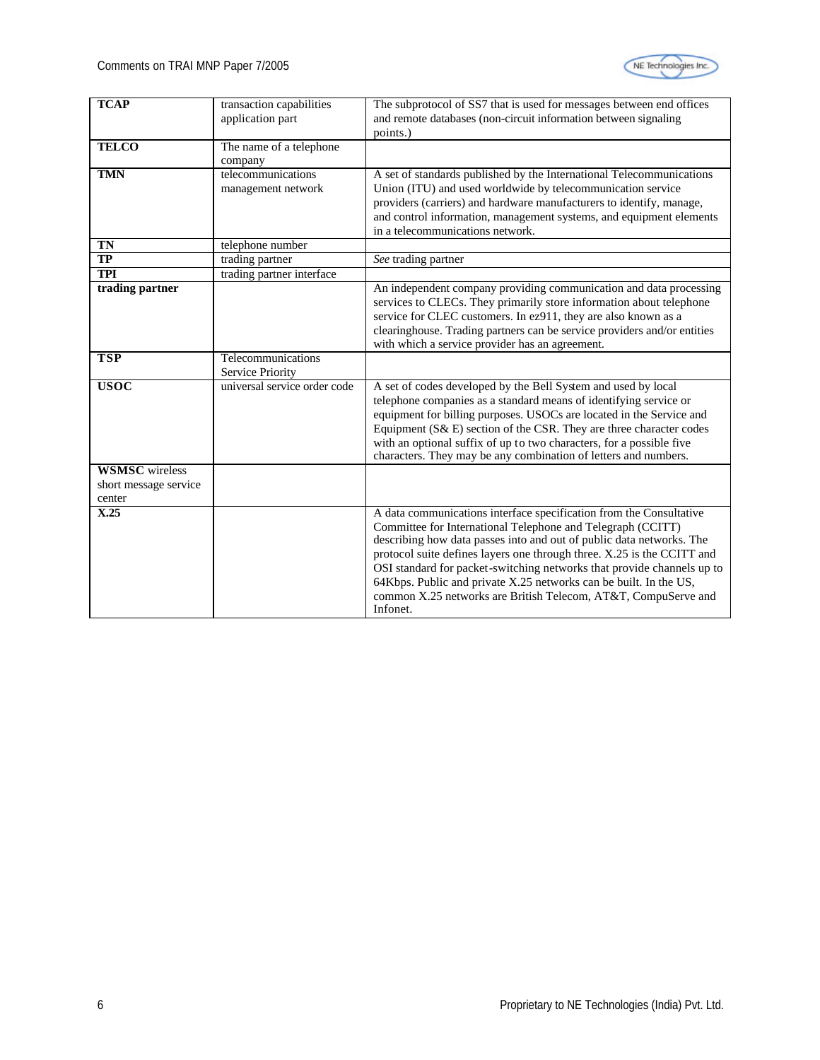| | | |
|---|---|---|
| **TCAP** | transaction capabilities application part | The subprotocol of SS7 that is used for messages between end offices and remote databases (non-circuit information between signaling points.) |
| **TELCO** | The name of a telephone company | |
| **TMN** | telecommunications management network | A set of standards published by the International Telecommunications Union (ITU) and used worldwide by telecommunication service providers (carriers) and hardware manufacturers to identify, manage, and control information, management systems, and equipment elements in a telecommunications network. |
| **TN** | telephone number | |
| **TP** | trading partner | *See* trading partner |
| **TPI** | trading partner interface | |
| **trading partner** | | An independent company providing communication and data processing services to CLECs. They primarily store information about telephone service for CLEC customers. In ez911, they are also known as a clearinghouse. Trading partners can be service providers and/or entities with which a service provider has an agreement. |
| **TSP** | Telecommunications Service Priority | |
| **USOC** | universal service order code | A set of codes developed by the Bell System and used by local telephone companies as a standard means of identifying service or equipment for billing purposes. USOCs are located in the Service and Equipment (S& E) section of the CSR. They are three character codes with an optional suffix of up to two characters, for a possible five characters. They may be any combination of letters and numbers. |
| **WSMSC** wireless short message service center | | |
| **X.25** | | A data communications interface specification from the Consultative Committee for International Telephone and Telegraph (CCITT) describing how data passes into and out of public data networks. The protocol suite defines layers one through three. X.25 is the CCITT and OSI standard for packet-switching networks that provide channels up to 64Kbps. Public and private X.25 networks can be built. In the US, common X.25 networks are British Telecom, AT&T, CompuServe and Infonet. |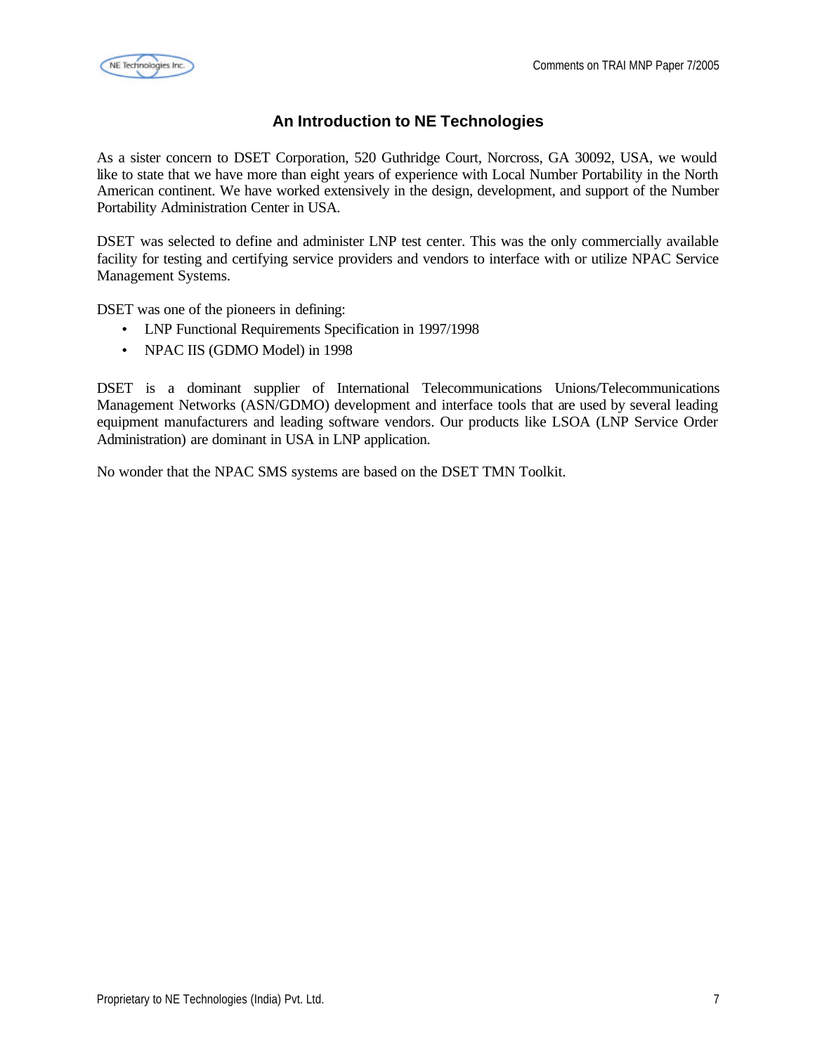## An Introduction to NE Technologies

As a sister concern to DSET Corporation, 520 Guthridge Court, Norcross, GA 30092, USA, we would like to state that we have more than eight years of experience with Local Number Portability in the North American continent. We have worked extensively in the design, development, and support of the Number Portability Administration Center in USA.

DSET was selected to define and administer LNP test center. This was the only commercially available facility for testing and certifying service providers and vendors to interface with or utilize NPAC Service Management Systems.

DSET was one of the pioneers in defining:

- LNP Functional Requirements Specification in 1997/1998
- NPAC IIS (GDMO Model) in 1998

DSET is a dominant supplier of International Telecommunications Unions/Telecommunications Management Networks (ASN/GDMO) development and interface tools that are used by several leading equipment manufacturers and leading software vendors. Our products like LSOA (LNP Service Order Administration) are dominant in USA in LNP application.

No wonder that the NPAC SMS systems are based on the DSET TMN Toolkit.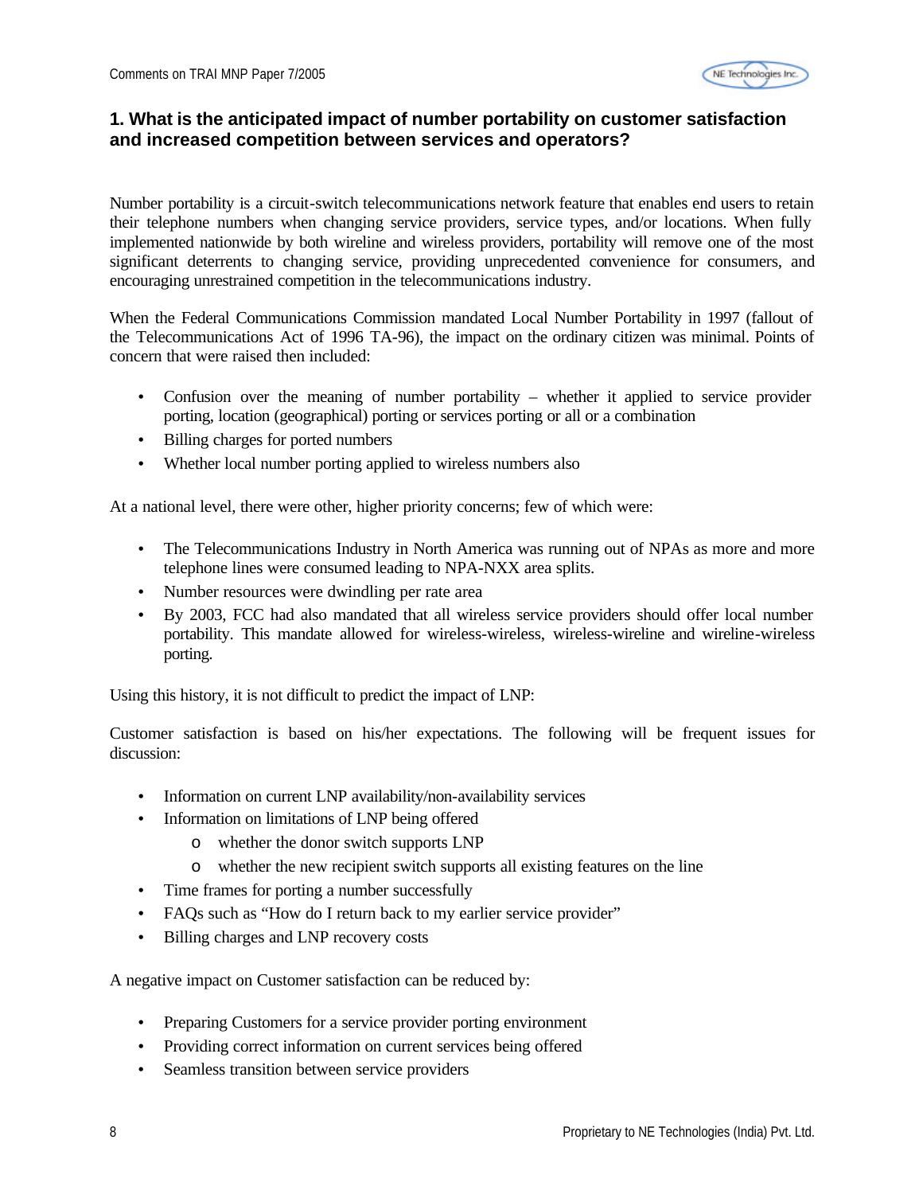## 1. What is the anticipated impact of number portability on customer satisfaction and increased competition between services and operators?

Number portability is a circuit-switch telecommunications network feature that enables end users to retain their telephone numbers when changing service providers, service types, and/or locations. When fully implemented nationwide by both wireline and wireless providers, portability will remove one of the most significant deterrents to changing service, providing unprecedented convenience for consumers, and encouraging unrestrained competition in the telecommunications industry.

When the Federal Communications Commission mandated Local Number Portability in 1997 (fallout of the Telecommunications Act of 1996 TA-96), the impact on the ordinary citizen was minimal. Points of concern that were raised then included:

- Confusion over the meaning of number portability – whether it applied to service provider porting, location (geographical) porting or services porting or all or a combination
- Billing charges for ported numbers
- Whether local number porting applied to wireless numbers also

At a national level, there were other, higher priority concerns; few of which were:

- The Telecommunications Industry in North America was running out of NPAs as more and more telephone lines were consumed leading to NPA-NXX area splits.
- Number resources were dwindling per rate area
- By 2003, FCC had also mandated that all wireless service providers should offer local number portability. This mandate allowed for wireless-wireless, wireless-wireline and wireline-wireless porting.

Using this history, it is not difficult to predict the impact of LNP:

Customer satisfaction is based on his/her expectations. The following will be frequent issues for discussion:

- Information on current LNP availability/non-availability services
- Information on limitations of LNP being offered
  - whether the donor switch supports LNP
  - whether the new recipient switch supports all existing features on the line
- Time frames for porting a number successfully
- FAQs such as "How do I return back to my earlier service provider"
- Billing charges and LNP recovery costs

A negative impact on Customer satisfaction can be reduced by:

- Preparing Customers for a service provider porting environment
- Providing correct information on current services being offered
- Seamless transition between service providers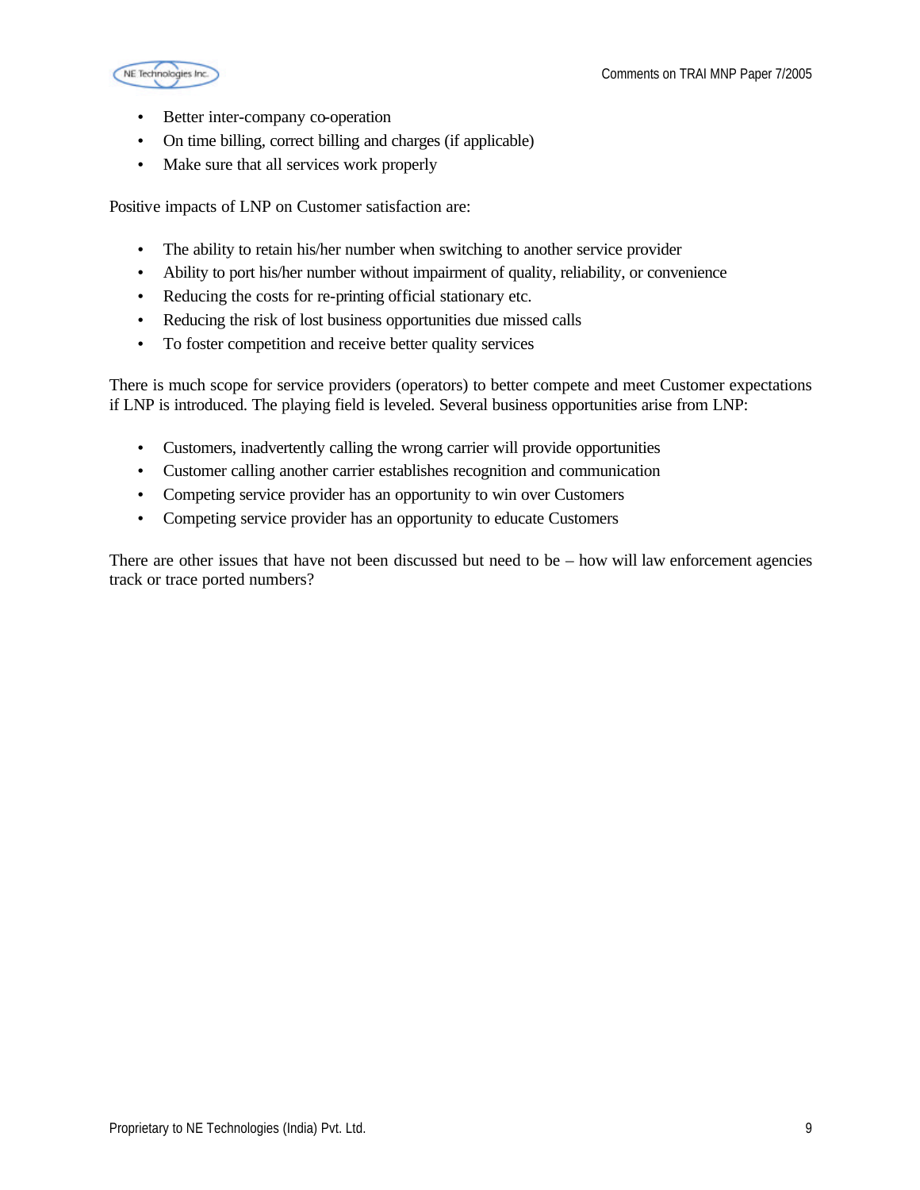- Better inter-company co-operation
- On time billing, correct billing and charges (if applicable)
- Make sure that all services work properly

Positive impacts of LNP on Customer satisfaction are:

- The ability to retain his/her number when switching to another service provider
- Ability to port his/her number without impairment of quality, reliability, or convenience
- Reducing the costs for re-printing official stationary etc.
- Reducing the risk of lost business opportunities due missed calls
- To foster competition and receive better quality services

There is much scope for service providers (operators) to better compete and meet Customer expectations if LNP is introduced. The playing field is leveled. Several business opportunities arise from LNP:

- Customers, inadvertently calling the wrong carrier will provide opportunities
- Customer calling another carrier establishes recognition and communication
- Competing service provider has an opportunity to win over Customers
- Competing service provider has an opportunity to educate Customers

There are other issues that have not been discussed but need to be – how will law enforcement agencies track or trace ported numbers?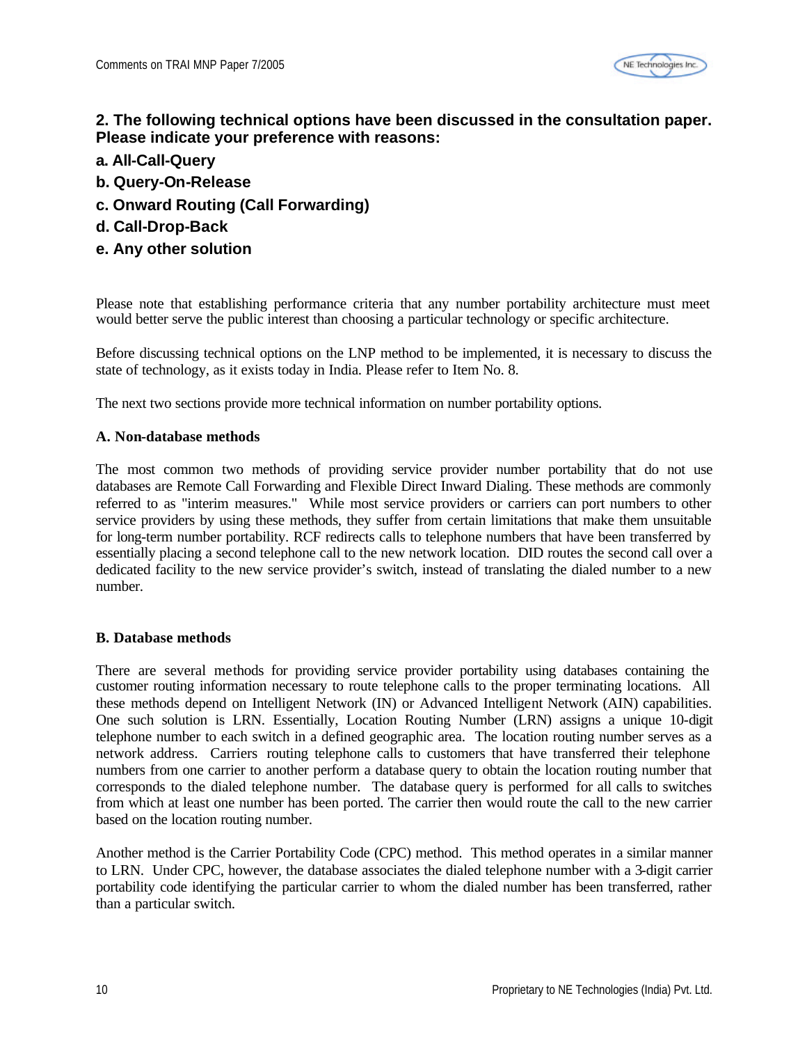**2. The following technical options have been discussed in the consultation paper. Please indicate your preference with reasons:**

**a. All-Call-Query**

**b. Query-On-Release**

**c. Onward Routing (Call Forwarding)**

**d. Call-Drop-Back**

**e. Any other solution**

Please note that establishing performance criteria that any number portability architecture must meet would better serve the public interest than choosing a particular technology or specific architecture.

Before discussing technical options on the LNP method to be implemented, it is necessary to discuss the state of technology, as it exists today in India. Please refer to Item No. 8.

The next two sections provide more technical information on number portability options.

**A. Non-database methods**

The most common two methods of providing service provider number portability that do not use databases are Remote Call Forwarding and Flexible Direct Inward Dialing. These methods are commonly referred to as "interim measures." While most service providers or carriers can port numbers to other service providers by using these methods, they suffer from certain limitations that make them unsuitable for long-term number portability. RCF redirects calls to telephone numbers that have been transferred by essentially placing a second telephone call to the new network location. DID routes the second call over a dedicated facility to the new service provider's switch, instead of translating the dialed number to a new number.

**B. Database methods**

There are several methods for providing service provider portability using databases containing the customer routing information necessary to route telephone calls to the proper terminating locations. All these methods depend on Intelligent Network (IN) or Advanced Intelligent Network (AIN) capabilities. One such solution is LRN. Essentially, Location Routing Number (LRN) assigns a unique 10-digit telephone number to each switch in a defined geographic area. The location routing number serves as a network address. Carriers routing telephone calls to customers that have transferred their telephone numbers from one carrier to another perform a database query to obtain the location routing number that corresponds to the dialed telephone number. The database query is performed for all calls to switches from which at least one number has been ported. The carrier then would route the call to the new carrier based on the location routing number.

Another method is the Carrier Portability Code (CPC) method. This method operates in a similar manner to LRN. Under CPC, however, the database associates the dialed telephone number with a 3-digit carrier portability code identifying the particular carrier to whom the dialed number has been transferred, rather than a particular switch.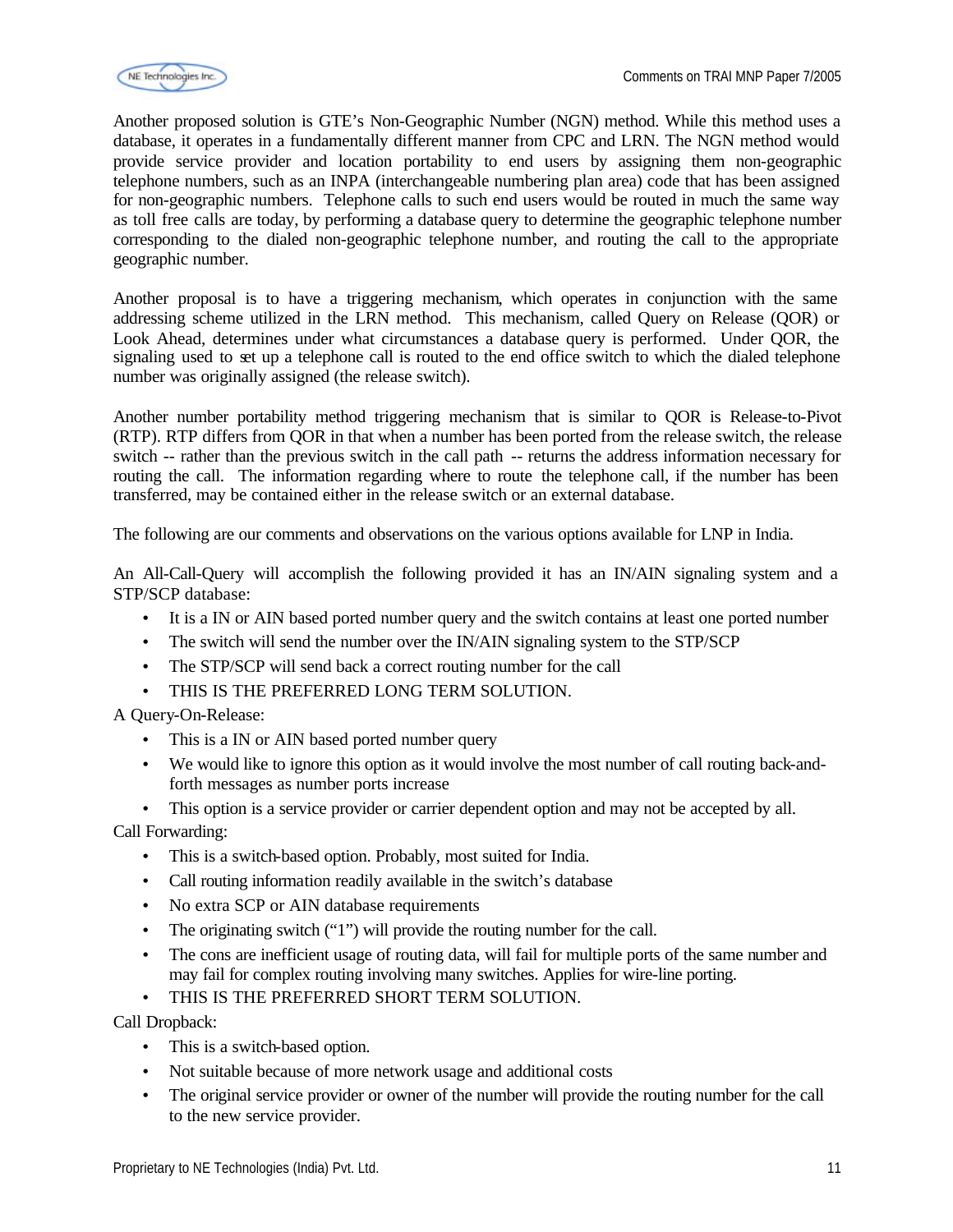Another proposed solution is GTE's Non-Geographic Number (NGN) method. While this method uses a database, it operates in a fundamentally different manner from CPC and LRN. The NGN method would provide service provider and location portability to end users by assigning them non-geographic telephone numbers, such as an INPA (interchangeable numbering plan area) code that has been assigned for non-geographic numbers. Telephone calls to such end users would be routed in much the same way as toll free calls are today, by performing a database query to determine the geographic telephone number corresponding to the dialed non-geographic telephone number, and routing the call to the appropriate geographic number.

Another proposal is to have a triggering mechanism, which operates in conjunction with the same addressing scheme utilized in the LRN method. This mechanism, called Query on Release (QOR) or Look Ahead, determines under what circumstances a database query is performed. Under QOR, the signaling used to set up a telephone call is routed to the end office switch to which the dialed telephone number was originally assigned (the release switch).

Another number portability method triggering mechanism that is similar to QOR is Release-to-Pivot (RTP). RTP differs from QOR in that when a number has been ported from the release switch, the release switch -- rather than the previous switch in the call path -- returns the address information necessary for routing the call. The information regarding where to route the telephone call, if the number has been transferred, may be contained either in the release switch or an external database.

The following are our comments and observations on the various options available for LNP in India.

An All-Call-Query will accomplish the following provided it has an IN/AIN signaling system and a STP/SCP database:

- It is a IN or AIN based ported number query and the switch contains at least one ported number
- The switch will send the number over the IN/AIN signaling system to the STP/SCP
- The STP/SCP will send back a correct routing number for the call
- THIS IS THE PREFERRED LONG TERM SOLUTION.

A Query-On-Release:

- This is a IN or AIN based ported number query
- We would like to ignore this option as it would involve the most number of call routing back-and-forth messages as number ports increase
- This option is a service provider or carrier dependent option and may not be accepted by all.

Call Forwarding:

- This is a switch-based option. Probably, most suited for India.
- Call routing information readily available in the switch's database
- No extra SCP or AIN database requirements
- The originating switch ("1") will provide the routing number for the call.
- The cons are inefficient usage of routing data, will fail for multiple ports of the same number and may fail for complex routing involving many switches. Applies for wire-line porting.
- THIS IS THE PREFERRED SHORT TERM SOLUTION.

Call Dropback:

- This is a switch-based option.
- Not suitable because of more network usage and additional costs
- The original service provider or owner of the number will provide the routing number for the call to the new service provider.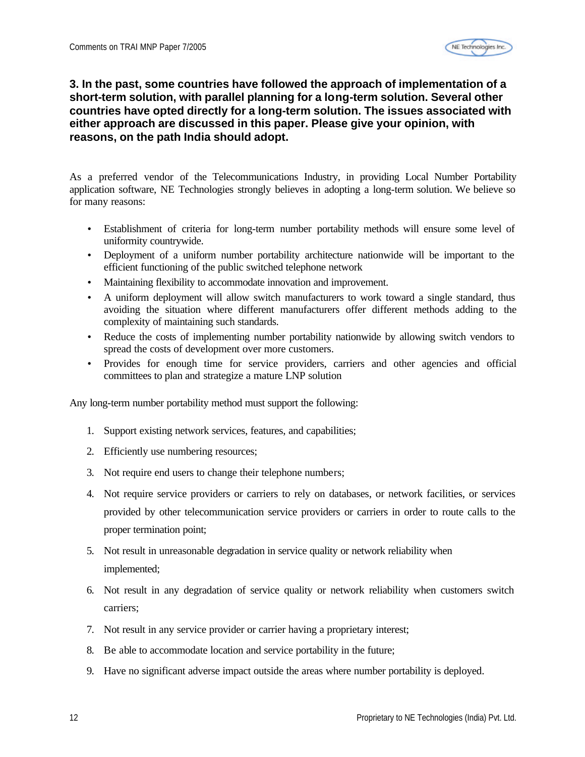### 3. In the past, some countries have followed the approach of implementation of a short-term solution, with parallel planning for a long-term solution. Several other countries have opted directly for a long-term solution. The issues associated with either approach are discussed in this paper. Please give your opinion, with reasons, on the path India should adopt.

As a preferred vendor of the Telecommunications Industry, in providing Local Number Portability application software, NE Technologies strongly believes in adopting a long-term solution. We believe so for many reasons:

- Establishment of criteria for long-term number portability methods will ensure some level of uniformity countrywide.
- Deployment of a uniform number portability architecture nationwide will be important to the efficient functioning of the public switched telephone network
- Maintaining flexibility to accommodate innovation and improvement.
- A uniform deployment will allow switch manufacturers to work toward a single standard, thus avoiding the situation where different manufacturers offer different methods adding to the complexity of maintaining such standards.
- Reduce the costs of implementing number portability nationwide by allowing switch vendors to spread the costs of development over more customers.
- Provides for enough time for service providers, carriers and other agencies and official committees to plan and strategize a mature LNP solution

Any long-term number portability method must support the following:

1. Support existing network services, features, and capabilities;
2. Efficiently use numbering resources;
3. Not require end users to change their telephone numbers;
4. Not require service providers or carriers to rely on databases, or network facilities, or services provided by other telecommunication service providers or carriers in order to route calls to the proper termination point;
5. Not result in unreasonable degradation in service quality or network reliability when implemented;
6. Not result in any degradation of service quality or network reliability when customers switch carriers;
7. Not result in any service provider or carrier having a proprietary interest;
8. Be able to accommodate location and service portability in the future;
9. Have no significant adverse impact outside the areas where number portability is deployed.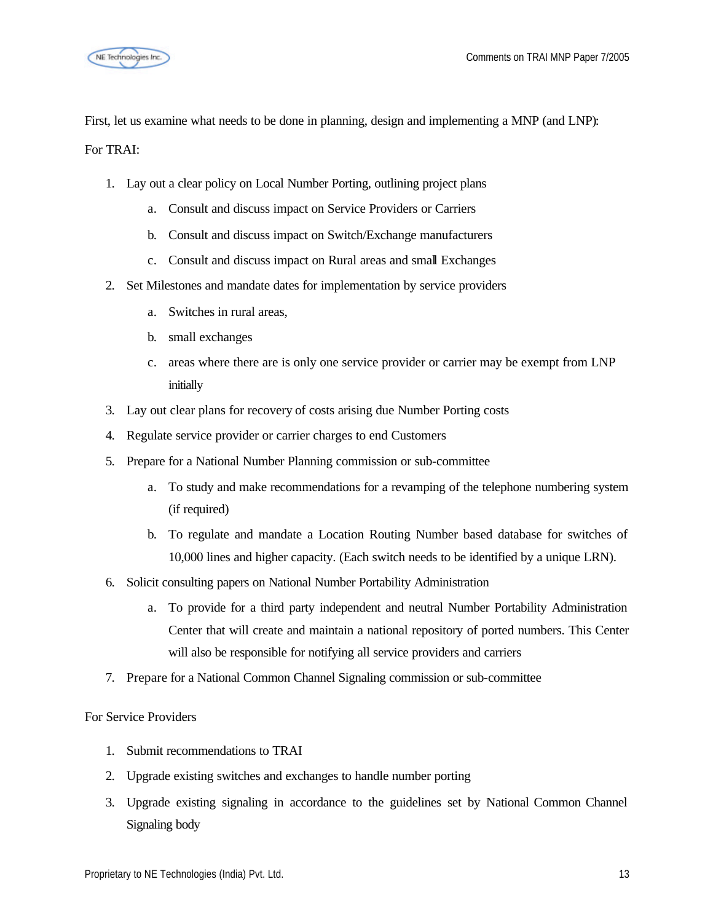First, let us examine what needs to be done in planning, design and implementing a MNP (and LNP):

For TRAI:

1. Lay out a clear policy on Local Number Porting, outlining project plans
    a. Consult and discuss impact on Service Providers or Carriers
    b. Consult and discuss impact on Switch/Exchange manufacturers
    c. Consult and discuss impact on Rural areas and small Exchanges
2. Set Milestones and mandate dates for implementation by service providers
    a. Switches in rural areas,
    b. small exchanges
    c. areas where there are is only one service provider or carrier may be exempt from LNP initially
3. Lay out clear plans for recovery of costs arising due Number Porting costs
4. Regulate service provider or carrier charges to end Customers
5. Prepare for a National Number Planning commission or sub-committee
    a. To study and make recommendations for a revamping of the telephone numbering system (if required)
    b. To regulate and mandate a Location Routing Number based database for switches of 10,000 lines and higher capacity. (Each switch needs to be identified by a unique LRN).
6. Solicit consulting papers on National Number Portability Administration
    a. To provide for a third party independent and neutral Number Portability Administration Center that will create and maintain a national repository of ported numbers. This Center will also be responsible for notifying all service providers and carriers
7. Prepare for a National Common Channel Signaling commission or sub-committee

For Service Providers

1. Submit recommendations to TRAI
2. Upgrade existing switches and exchanges to handle number porting
3. Upgrade existing signaling in accordance to the guidelines set by National Common Channel Signaling body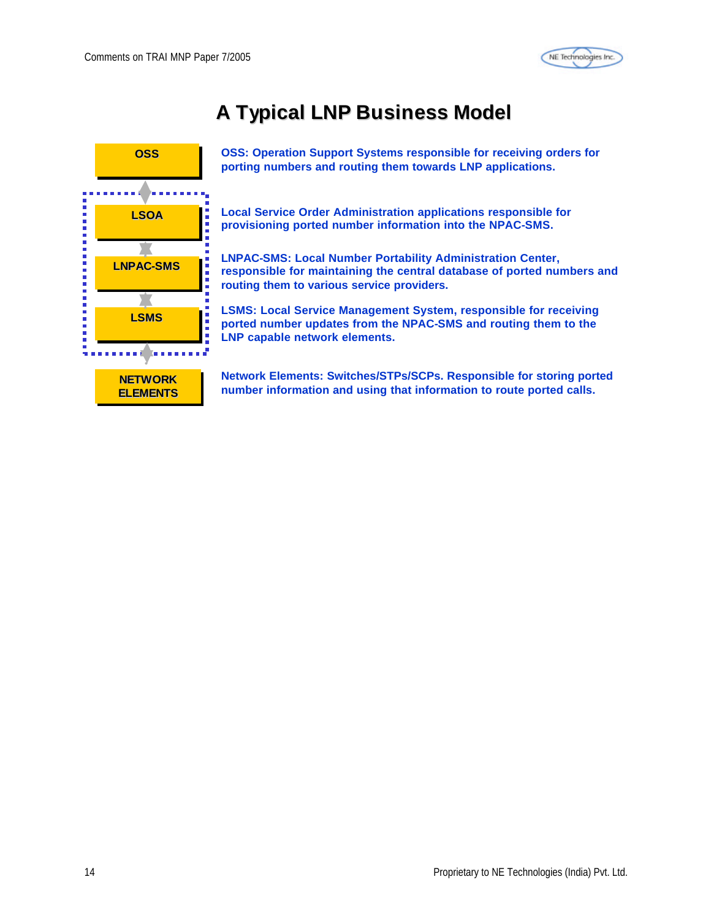# A Typical LNP Business Model

| Component | Description |
|---|---|
| OSS | OSS: Operation Support Systems responsible for receiving orders for porting numbers and routing them towards LNP applications. |
| LSOA | Local Service Order Administration applications responsible for provisioning ported number information into the NPAC-SMS. |
| LNPAC-SMS | LNPAC-SMS: Local Number Portability Administration Center, responsible for maintaining the central database of ported numbers and routing them to various service providers. |
| LSMS | LSMS: Local Service Management System, responsible for receiving ported number updates from the NPAC-SMS and routing them to the LNP capable network elements. |
| NETWORK ELEMENTS | Network Elements: Switches/STPs/SCPs. Responsible for storing ported number information and using that information to route ported calls. |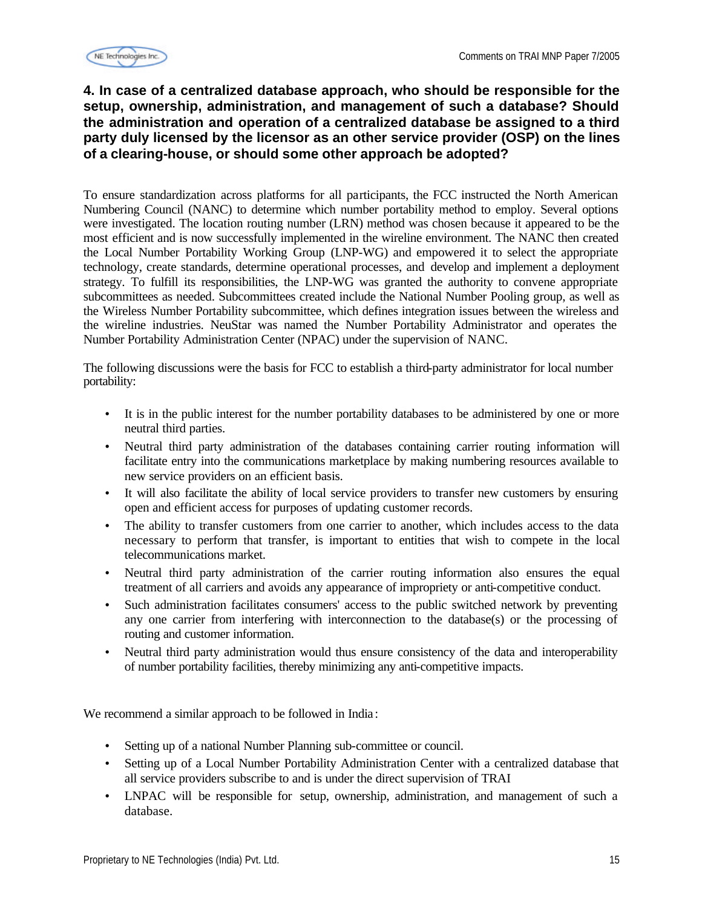### 4. In case of a centralized database approach, who should be responsible for the setup, ownership, administration, and management of such a database? Should the administration and operation of a centralized database be assigned to a third party duly licensed by the licensor as an other service provider (OSP) on the lines of a clearing-house, or should some other approach be adopted?

To ensure standardization across platforms for all participants, the FCC instructed the North American Numbering Council (NANC) to determine which number portability method to employ. Several options were investigated. The location routing number (LRN) method was chosen because it appeared to be the most efficient and is now successfully implemented in the wireline environment. The NANC then created the Local Number Portability Working Group (LNP-WG) and empowered it to select the appropriate technology, create standards, determine operational processes, and develop and implement a deployment strategy. To fulfill its responsibilities, the LNP-WG was granted the authority to convene appropriate subcommittees as needed. Subcommittees created include the National Number Pooling group, as well as the Wireless Number Portability subcommittee, which defines integration issues between the wireless and the wireline industries. NeuStar was named the Number Portability Administrator and operates the Number Portability Administration Center (NPAC) under the supervision of NANC.

The following discussions were the basis for FCC to establish a third-party administrator for local number portability:

- It is in the public interest for the number portability databases to be administered by one or more neutral third parties.
- Neutral third party administration of the databases containing carrier routing information will facilitate entry into the communications marketplace by making numbering resources available to new service providers on an efficient basis.
- It will also facilitate the ability of local service providers to transfer new customers by ensuring open and efficient access for purposes of updating customer records.
- The ability to transfer customers from one carrier to another, which includes access to the data necessary to perform that transfer, is important to entities that wish to compete in the local telecommunications market.
- Neutral third party administration of the carrier routing information also ensures the equal treatment of all carriers and avoids any appearance of impropriety or anti-competitive conduct.
- Such administration facilitates consumers' access to the public switched network by preventing any one carrier from interfering with interconnection to the database(s) or the processing of routing and customer information.
- Neutral third party administration would thus ensure consistency of the data and interoperability of number portability facilities, thereby minimizing any anti-competitive impacts.

We recommend a similar approach to be followed in India:

- Setting up of a national Number Planning sub-committee or council.
- Setting up of a Local Number Portability Administration Center with a centralized database that all service providers subscribe to and is under the direct supervision of TRAI
- LNPAC will be responsible for setup, ownership, administration, and management of such a database.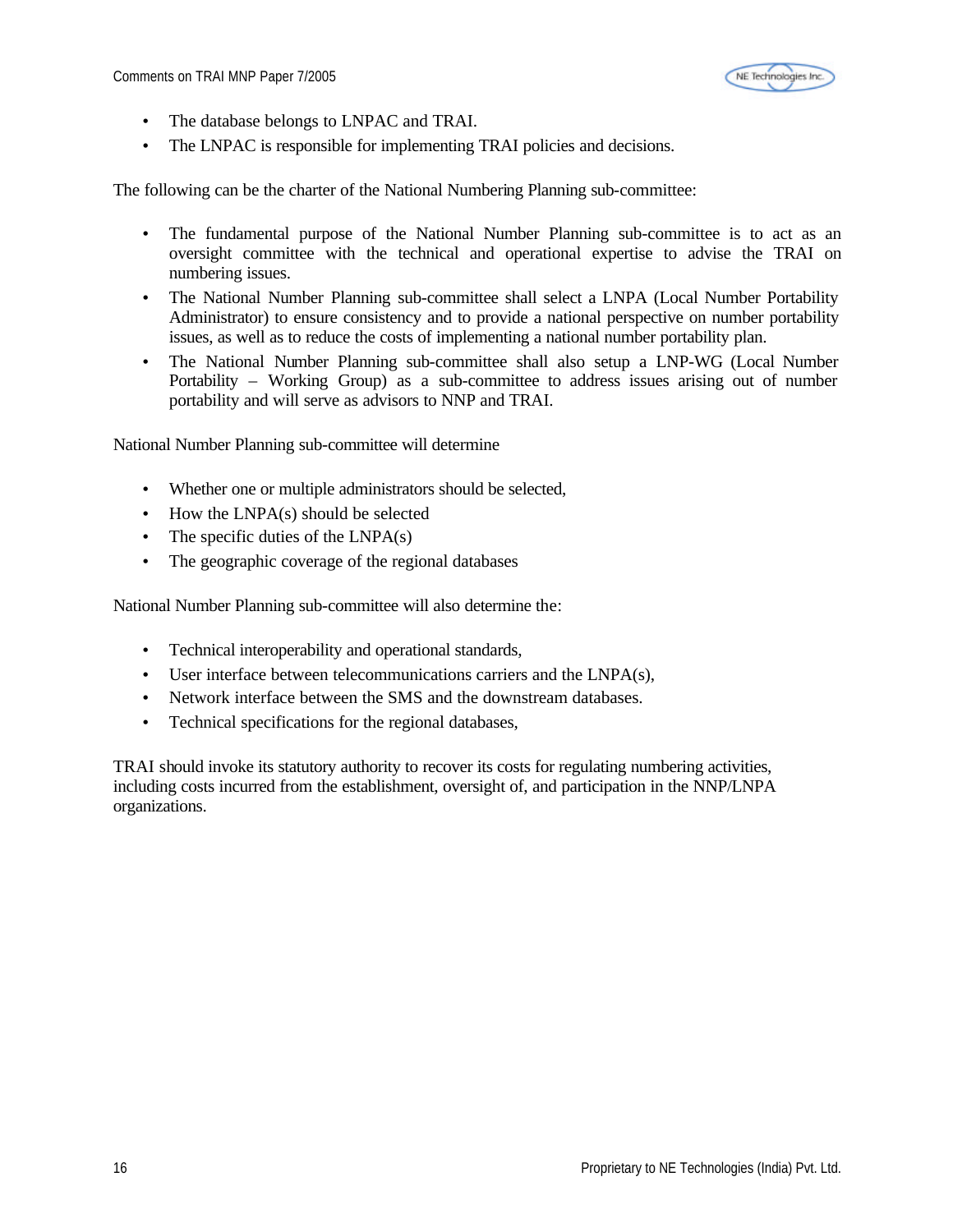- The database belongs to LNPAC and TRAI.
- The LNPAC is responsible for implementing TRAI policies and decisions.

The following can be the charter of the National Numbering Planning sub-committee:

- The fundamental purpose of the National Number Planning sub-committee is to act as an oversight committee with the technical and operational expertise to advise the TRAI on numbering issues.
- The National Number Planning sub-committee shall select a LNPA (Local Number Portability Administrator) to ensure consistency and to provide a national perspective on number portability issues, as well as to reduce the costs of implementing a national number portability plan.
- The National Number Planning sub-committee shall also setup a LNP-WG (Local Number Portability – Working Group) as a sub-committee to address issues arising out of number portability and will serve as advisors to NNP and TRAI.

National Number Planning sub-committee will determine

- Whether one or multiple administrators should be selected,
- How the LNPA(s) should be selected
- The specific duties of the LNPA(s)
- The geographic coverage of the regional databases

National Number Planning sub-committee will also determine the:

- Technical interoperability and operational standards,
- User interface between telecommunications carriers and the LNPA(s),
- Network interface between the SMS and the downstream databases.
- Technical specifications for the regional databases,

TRAI should invoke its statutory authority to recover its costs for regulating numbering activities, including costs incurred from the establishment, oversight of, and participation in the NNP/LNPA organizations.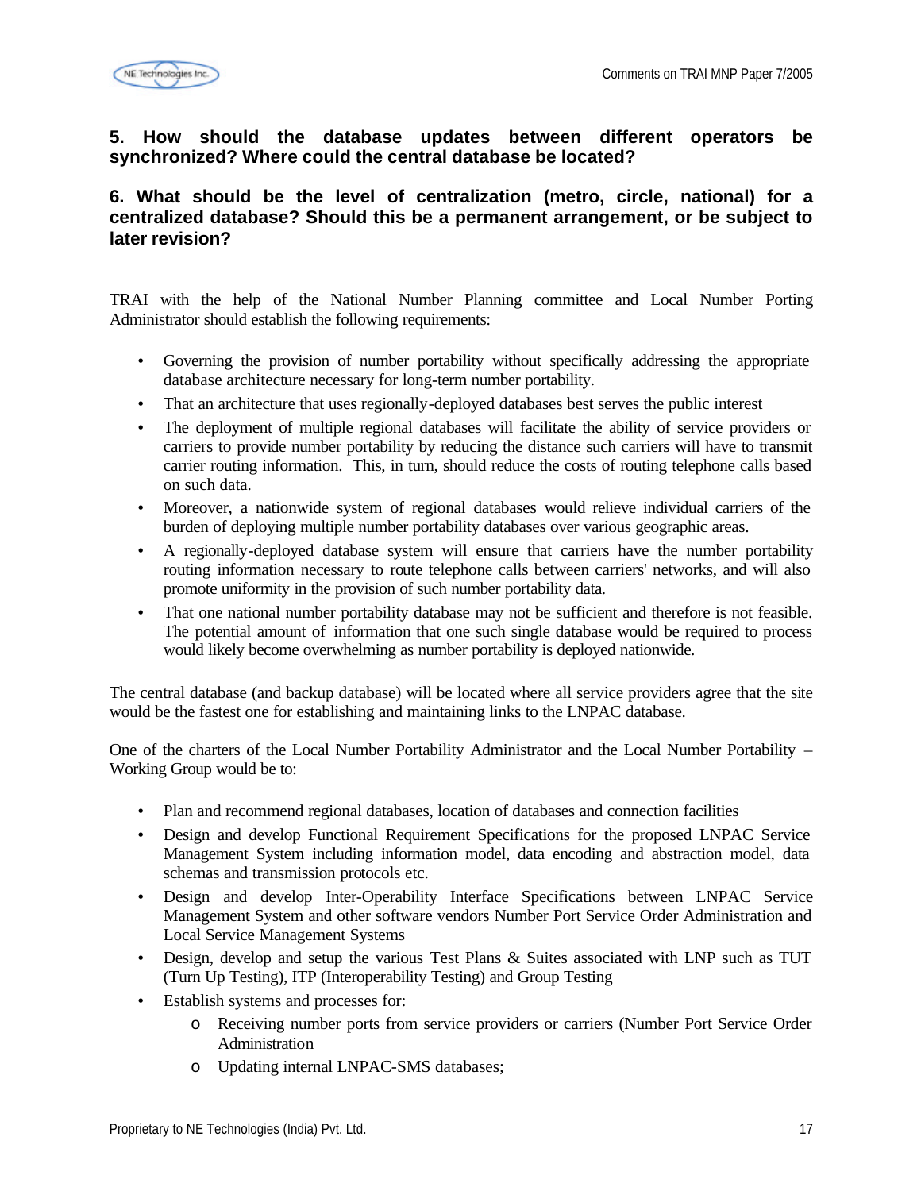**5. How should the database updates between different operators be synchronized? Where could the central database be located?**

**6. What should be the level of centralization (metro, circle, national) for a centralized database? Should this be a permanent arrangement, or be subject to later revision?**

TRAI with the help of the National Number Planning committee and Local Number Porting Administrator should establish the following requirements:

- Governing the provision of number portability without specifically addressing the appropriate database architecture necessary for long-term number portability.
- That an architecture that uses regionally-deployed databases best serves the public interest
- The deployment of multiple regional databases will facilitate the ability of service providers or carriers to provide number portability by reducing the distance such carriers will have to transmit carrier routing information. This, in turn, should reduce the costs of routing telephone calls based on such data.
- Moreover, a nationwide system of regional databases would relieve individual carriers of the burden of deploying multiple number portability databases over various geographic areas.
- A regionally-deployed database system will ensure that carriers have the number portability routing information necessary to route telephone calls between carriers' networks, and will also promote uniformity in the provision of such number portability data.
- That one national number portability database may not be sufficient and therefore is not feasible. The potential amount of information that one such single database would be required to process would likely become overwhelming as number portability is deployed nationwide.

The central database (and backup database) will be located where all service providers agree that the site would be the fastest one for establishing and maintaining links to the LNPAC database.

One of the charters of the Local Number Portability Administrator and the Local Number Portability – Working Group would be to:

- Plan and recommend regional databases, location of databases and connection facilities
- Design and develop Functional Requirement Specifications for the proposed LNPAC Service Management System including information model, data encoding and abstraction model, data schemas and transmission protocols etc.
- Design and develop Inter-Operability Interface Specifications between LNPAC Service Management System and other software vendors Number Port Service Order Administration and Local Service Management Systems
- Design, develop and setup the various Test Plans & Suites associated with LNP such as TUT (Turn Up Testing), ITP (Interoperability Testing) and Group Testing
- Establish systems and processes for:
  - Receiving number ports from service providers or carriers (Number Port Service Order Administration
  - Updating internal LNPAC-SMS databases;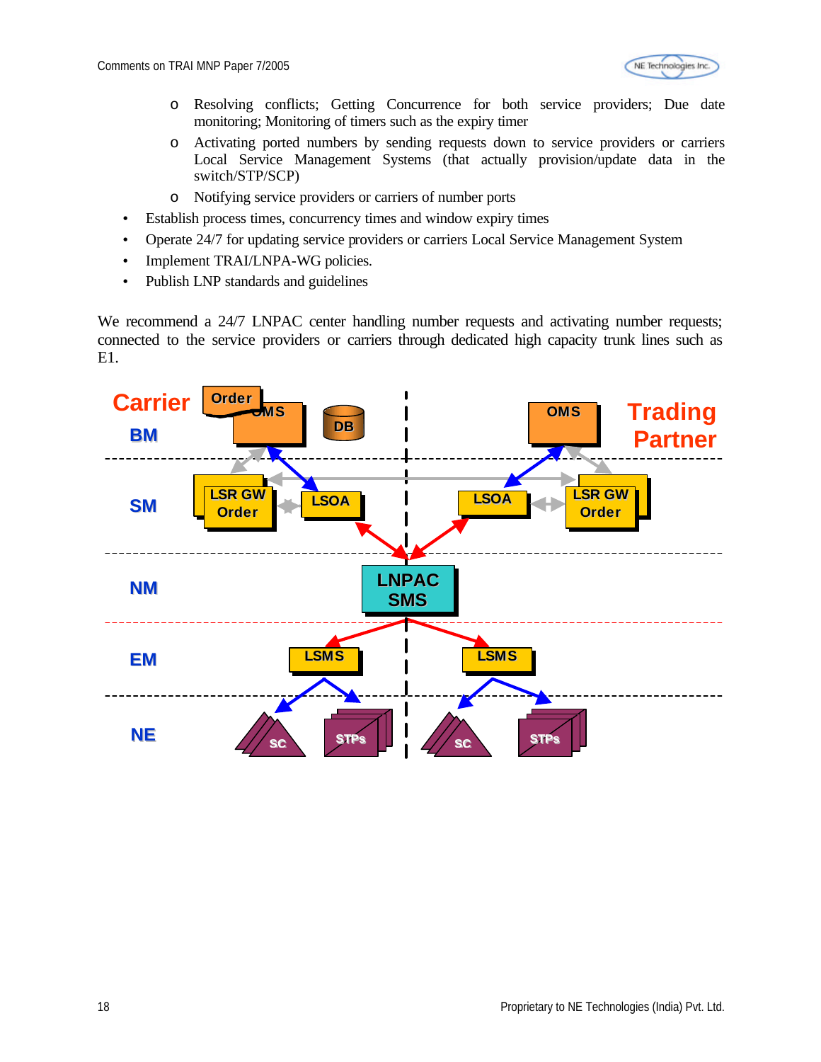- Resolving conflicts; Getting Concurrence for both service providers; Due date monitoring; Monitoring of timers such as the expiry timer
  - Activating ported numbers by sending requests down to service providers or carriers Local Service Management Systems (that actually provision/update data in the switch/STP/SCP)
  - Notifying service providers or carriers of number ports
- Establish process times, concurrency times and window expiry times
- Operate 24/7 for updating service providers or carriers Local Service Management System
- Implement TRAI/LNPA-WG policies.
- Publish LNP standards and guidelines

We recommend a 24/7 LNPAC center handling number requests and activating number requests; connected to the service providers or carriers through dedicated high capacity trunk lines such as E1.

Carrier

BM

Order

OMS

DB

OMS

Trading Partner

SM

LSR GW Order

LSOA

LSOA

LSR GW Order

NM

LNPAC SMS

EM

LSMS

LSMS

NE

SC

STPs

SC

STPs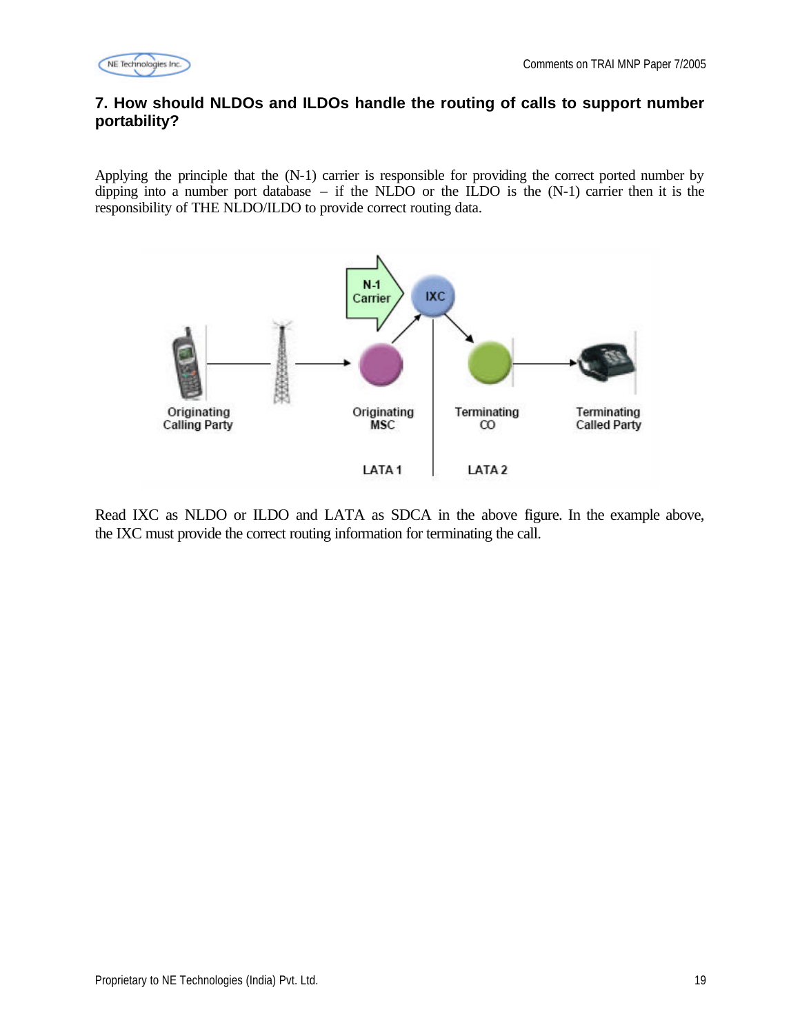## 7. How should NLDOs and ILDOs handle the routing of calls to support number portability?

Applying the principle that the (N-1) carrier is responsible for providing the correct ported number by dipping into a number port database – if the NLDO or the ILDO is the (N-1) carrier then it is the responsibility of THE NLDO/ILDO to provide correct routing data.

N-1 Carrier

IXC

Originating Calling Party

Originating MSC

Terminating CO

Terminating Called Party

LATA 1

LATA 2

Read IXC as NLDO or ILDO and LATA as SDCA in the above figure. In the example above, the IXC must provide the correct routing information for terminating the call.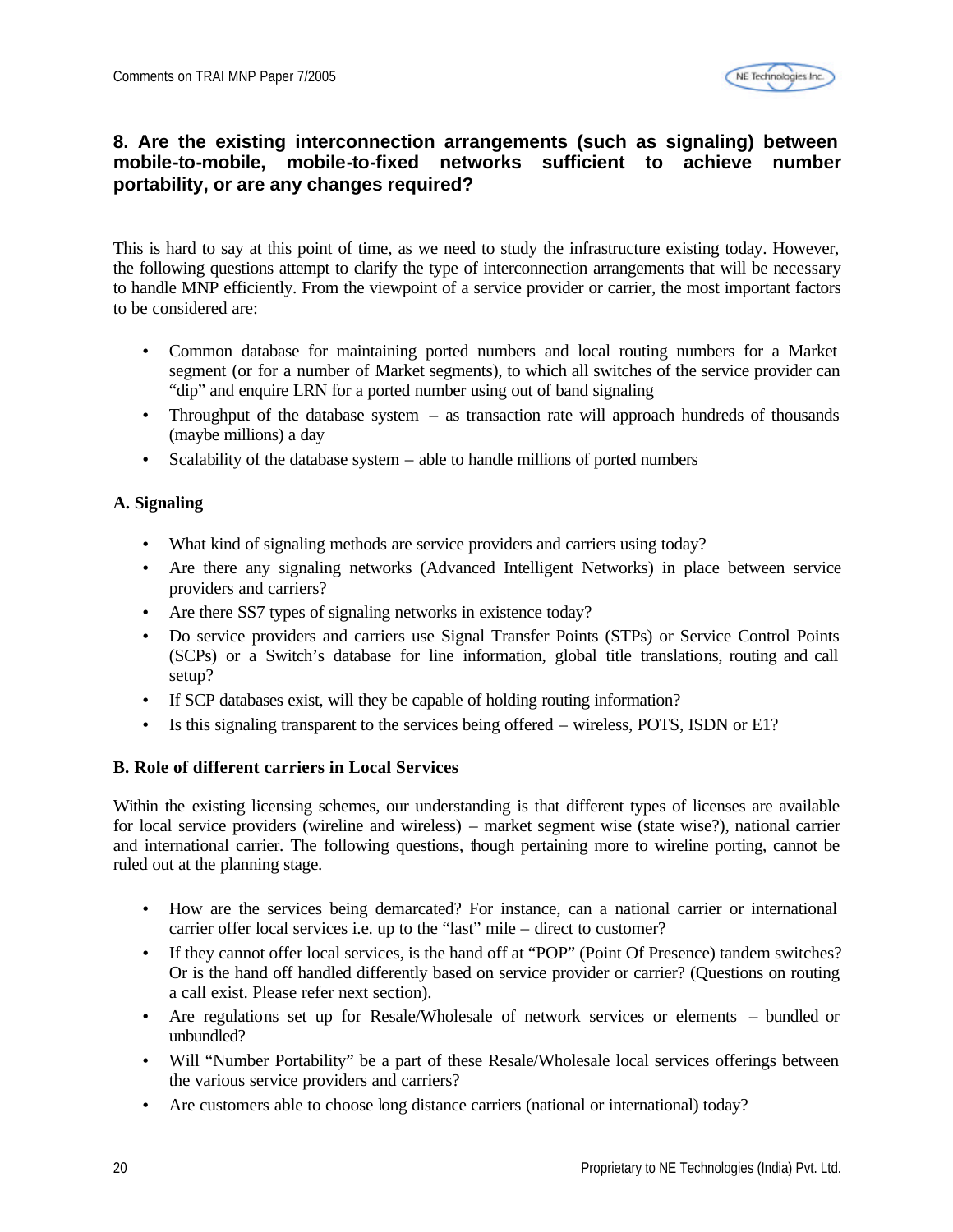### 8. Are the existing interconnection arrangements (such as signaling) between mobile-to-mobile, mobile-to-fixed networks sufficient to achieve number portability, or are any changes required?

This is hard to say at this point of time, as we need to study the infrastructure existing today. However, the following questions attempt to clarify the type of interconnection arrangements that will be necessary to handle MNP efficiently. From the viewpoint of a service provider or carrier, the most important factors to be considered are:

- Common database for maintaining ported numbers and local routing numbers for a Market segment (or for a number of Market segments), to which all switches of the service provider can "dip" and enquire LRN for a ported number using out of band signaling
- Throughput of the database system – as transaction rate will approach hundreds of thousands (maybe millions) a day
- Scalability of the database system – able to handle millions of ported numbers

**A. Signaling**

- What kind of signaling methods are service providers and carriers using today?
- Are there any signaling networks (Advanced Intelligent Networks) in place between service providers and carriers?
- Are there SS7 types of signaling networks in existence today?
- Do service providers and carriers use Signal Transfer Points (STPs) or Service Control Points (SCPs) or a Switch's database for line information, global title translations, routing and call setup?
- If SCP databases exist, will they be capable of holding routing information?
- Is this signaling transparent to the services being offered – wireless, POTS, ISDN or E1?

**B. Role of different carriers in Local Services**

Within the existing licensing schemes, our understanding is that different types of licenses are available for local service providers (wireline and wireless) – market segment wise (state wise?), national carrier and international carrier. The following questions, though pertaining more to wireline porting, cannot be ruled out at the planning stage.

- How are the services being demarcated? For instance, can a national carrier or international carrier offer local services i.e. up to the "last" mile – direct to customer?
- If they cannot offer local services, is the hand off at "POP" (Point Of Presence) tandem switches? Or is the hand off handled differently based on service provider or carrier? (Questions on routing a call exist. Please refer next section).
- Are regulations set up for Resale/Wholesale of network services or elements – bundled or unbundled?
- Will "Number Portability" be a part of these Resale/Wholesale local services offerings between the various service providers and carriers?
- Are customers able to choose long distance carriers (national or international) today?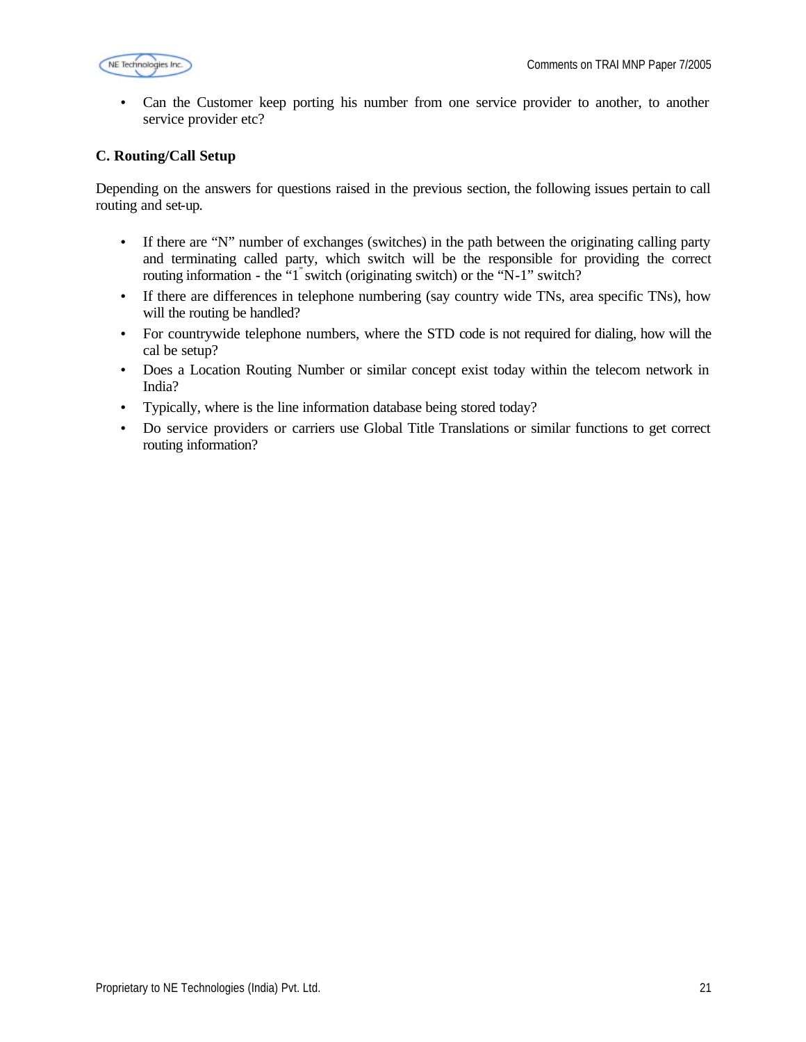- Can the Customer keep porting his number from one service provider to another, to another service provider etc?

**C. Routing/Call Setup**

Depending on the answers for questions raised in the previous section, the following issues pertain to call routing and set-up.

- If there are “N” number of exchanges (switches) in the path between the originating calling party and terminating called party, which switch will be the responsible for providing the correct routing information - the “1” switch (originating switch) or the “N-1” switch?
- If there are differences in telephone numbering (say country wide TNs, area specific TNs), how will the routing be handled?
- For countrywide telephone numbers, where the STD code is not required for dialing, how will the cal be setup?
- Does a Location Routing Number or similar concept exist today within the telecom network in India?
- Typically, where is the line information database being stored today?
- Do service providers or carriers use Global Title Translations or similar functions to get correct routing information?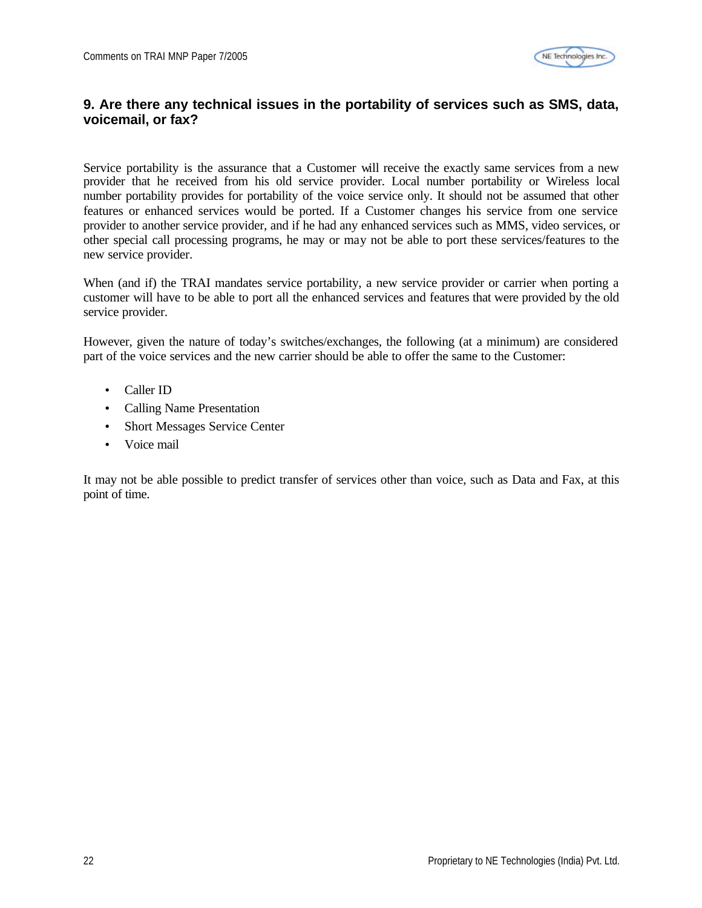## 9. Are there any technical issues in the portability of services such as SMS, data, voicemail, or fax?

Service portability is the assurance that a Customer will receive the exactly same services from a new provider that he received from his old service provider. Local number portability or Wireless local number portability provides for portability of the voice service only. It should not be assumed that other features or enhanced services would be ported. If a Customer changes his service from one service provider to another service provider, and if he had any enhanced services such as MMS, video services, or other special call processing programs, he may or may not be able to port these services/features to the new service provider.

When (and if) the TRAI mandates service portability, a new service provider or carrier when porting a customer will have to be able to port all the enhanced services and features that were provided by the old service provider.

However, given the nature of today's switches/exchanges, the following (at a minimum) are considered part of the voice services and the new carrier should be able to offer the same to the Customer:

- Caller ID
- Calling Name Presentation
- Short Messages Service Center
- Voice mail

It may not be able possible to predict transfer of services other than voice, such as Data and Fax, at this point of time.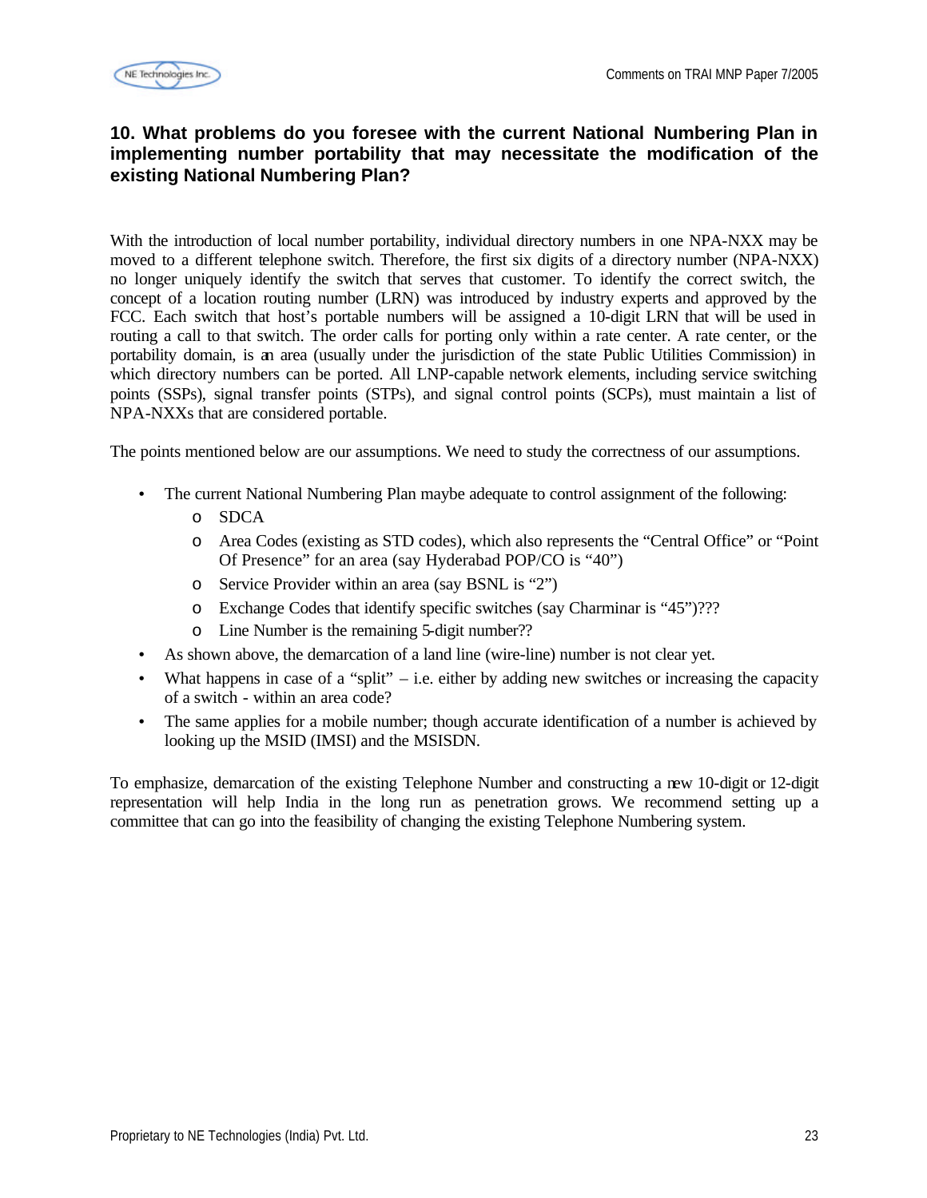## 10. What problems do you foresee with the current National Numbering Plan in implementing number portability that may necessitate the modification of the existing National Numbering Plan?

With the introduction of local number portability, individual directory numbers in one NPA-NXX may be moved to a different telephone switch. Therefore, the first six digits of a directory number (NPA-NXX) no longer uniquely identify the switch that serves that customer. To identify the correct switch, the concept of a location routing number (LRN) was introduced by industry experts and approved by the FCC. Each switch that host's portable numbers will be assigned a 10-digit LRN that will be used in routing a call to that switch. The order calls for porting only within a rate center. A rate center, or the portability domain, is an area (usually under the jurisdiction of the state Public Utilities Commission) in which directory numbers can be ported. All LNP-capable network elements, including service switching points (SSPs), signal transfer points (STPs), and signal control points (SCPs), must maintain a list of NPA-NXXs that are considered portable.

The points mentioned below are our assumptions. We need to study the correctness of our assumptions.

- The current National Numbering Plan maybe adequate to control assignment of the following:
  - SDCA
  - Area Codes (existing as STD codes), which also represents the "Central Office" or "Point Of Presence" for an area (say Hyderabad POP/CO is "40")
  - Service Provider within an area (say BSNL is "2")
  - Exchange Codes that identify specific switches (say Charminar is "45")???
  - Line Number is the remaining 5-digit number??
- As shown above, the demarcation of a land line (wire-line) number is not clear yet.
- What happens in case of a "split" – i.e. either by adding new switches or increasing the capacity of a switch - within an area code?
- The same applies for a mobile number; though accurate identification of a number is achieved by looking up the MSID (IMSI) and the MSISDN.

To emphasize, demarcation of the existing Telephone Number and constructing a new 10-digit or 12-digit representation will help India in the long run as penetration grows. We recommend setting up a committee that can go into the feasibility of changing the existing Telephone Numbering system.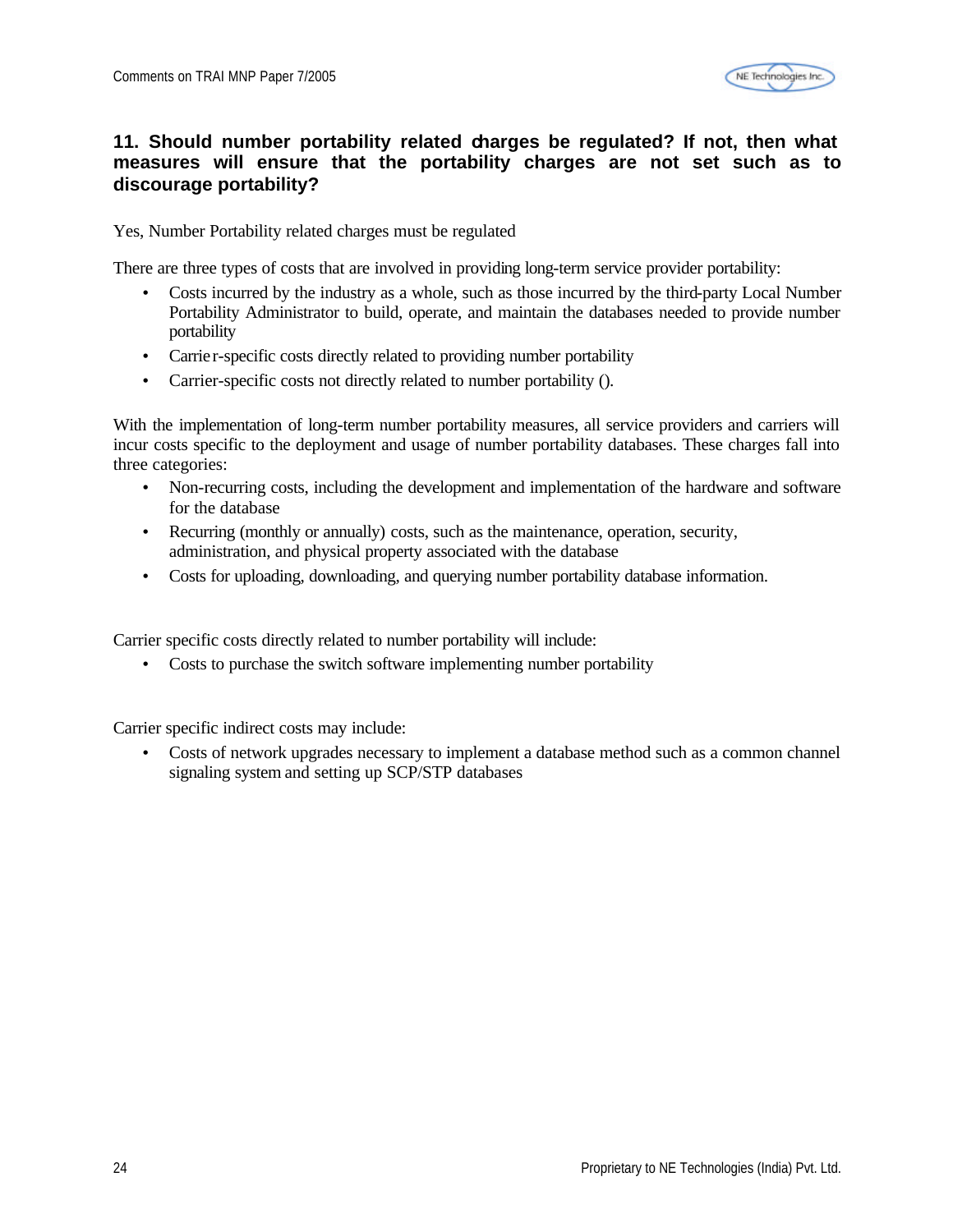## 11. Should number portability related charges be regulated? If not, then what measures will ensure that the portability charges are not set such as to discourage portability?

Yes, Number Portability related charges must be regulated

There are three types of costs that are involved in providing long-term service provider portability:

- Costs incurred by the industry as a whole, such as those incurred by the third-party Local Number Portability Administrator to build, operate, and maintain the databases needed to provide number portability
- Carrier-specific costs directly related to providing number portability
- Carrier-specific costs not directly related to number portability ().

With the implementation of long-term number portability measures, all service providers and carriers will incur costs specific to the deployment and usage of number portability databases. These charges fall into three categories:

- Non-recurring costs, including the development and implementation of the hardware and software for the database
- Recurring (monthly or annually) costs, such as the maintenance, operation, security, administration, and physical property associated with the database
- Costs for uploading, downloading, and querying number portability database information.

Carrier specific costs directly related to number portability will include:

- Costs to purchase the switch software implementing number portability

Carrier specific indirect costs may include:

- Costs of network upgrades necessary to implement a database method such as a common channel signaling system and setting up SCP/STP databases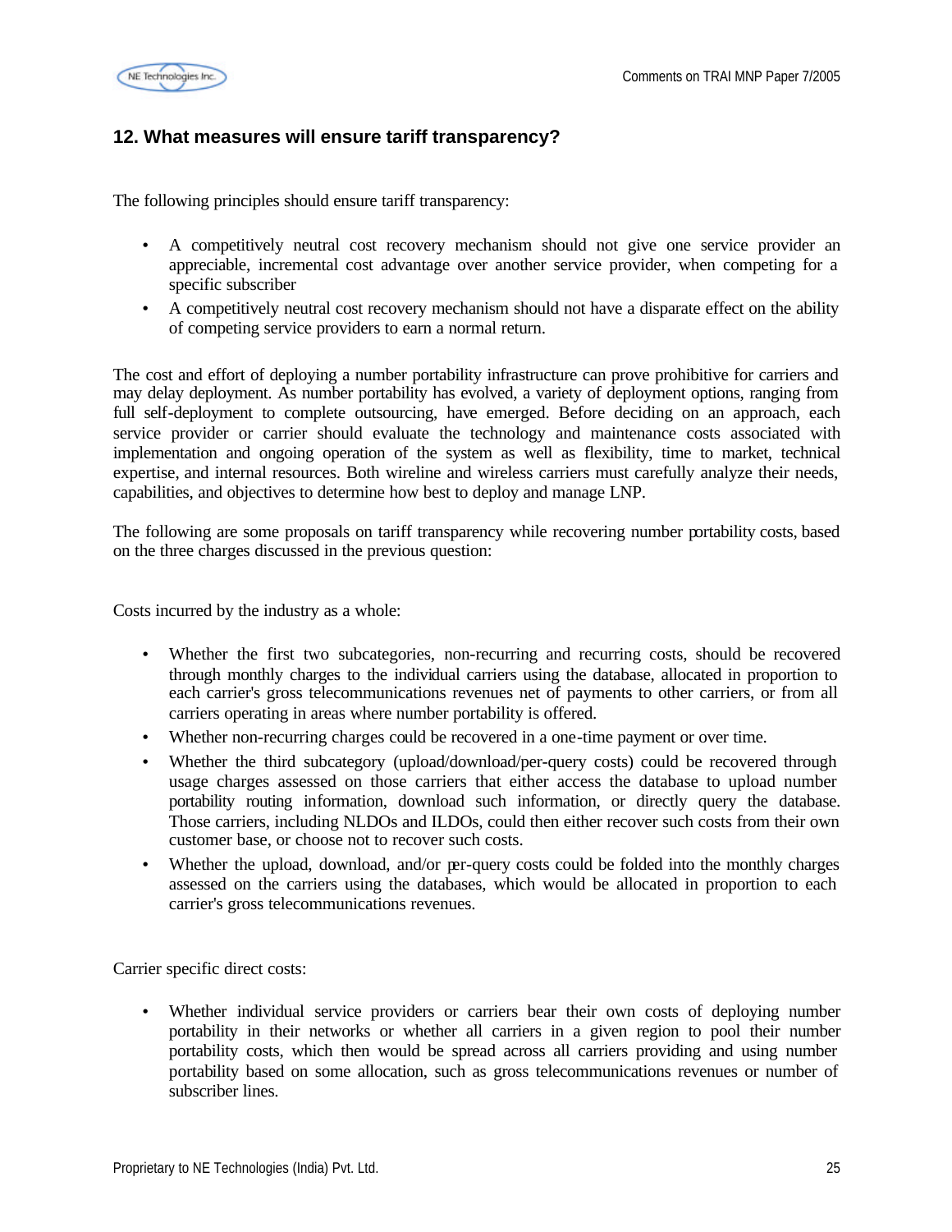## 12. What measures will ensure tariff transparency?

The following principles should ensure tariff transparency:

- A competitively neutral cost recovery mechanism should not give one service provider an appreciable, incremental cost advantage over another service provider, when competing for a specific subscriber
- A competitively neutral cost recovery mechanism should not have a disparate effect on the ability of competing service providers to earn a normal return.

The cost and effort of deploying a number portability infrastructure can prove prohibitive for carriers and may delay deployment. As number portability has evolved, a variety of deployment options, ranging from full self-deployment to complete outsourcing, have emerged. Before deciding on an approach, each service provider or carrier should evaluate the technology and maintenance costs associated with implementation and ongoing operation of the system as well as flexibility, time to market, technical expertise, and internal resources. Both wireline and wireless carriers must carefully analyze their needs, capabilities, and objectives to determine how best to deploy and manage LNP.

The following are some proposals on tariff transparency while recovering number portability costs, based on the three charges discussed in the previous question:

Costs incurred by the industry as a whole:

- Whether the first two subcategories, non-recurring and recurring costs, should be recovered through monthly charges to the individual carriers using the database, allocated in proportion to each carrier's gross telecommunications revenues net of payments to other carriers, or from all carriers operating in areas where number portability is offered.
- Whether non-recurring charges could be recovered in a one-time payment or over time.
- Whether the third subcategory (upload/download/per-query costs) could be recovered through usage charges assessed on those carriers that either access the database to upload number portability routing information, download such information, or directly query the database. Those carriers, including NLDOs and ILDOs, could then either recover such costs from their own customer base, or choose not to recover such costs.
- Whether the upload, download, and/or per-query costs could be folded into the monthly charges assessed on the carriers using the databases, which would be allocated in proportion to each carrier's gross telecommunications revenues.

Carrier specific direct costs:

- Whether individual service providers or carriers bear their own costs of deploying number portability in their networks or whether all carriers in a given region to pool their number portability costs, which then would be spread across all carriers providing and using number portability based on some allocation, such as gross telecommunications revenues or number of subscriber lines.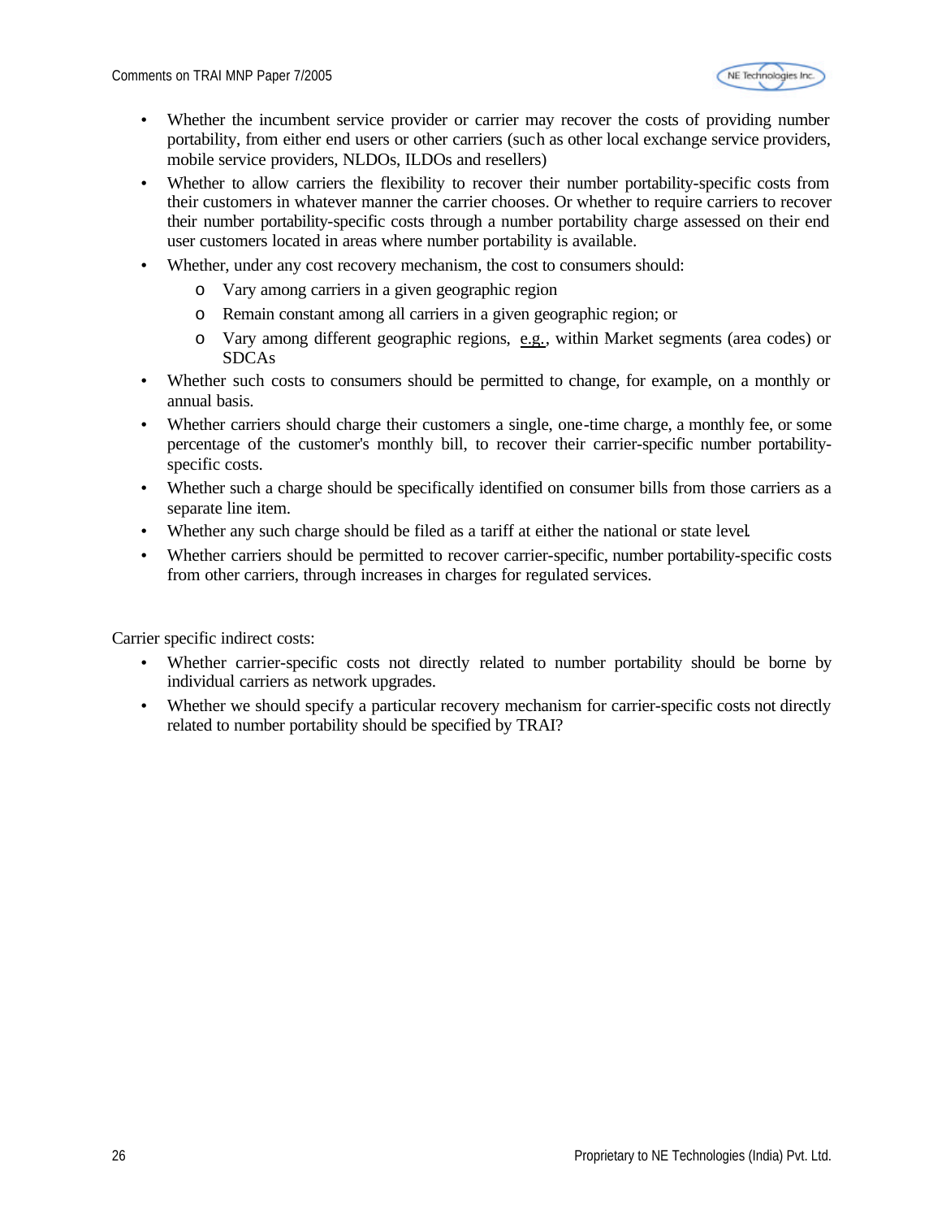- Whether the incumbent service provider or carrier may recover the costs of providing number portability, from either end users or other carriers (such as other local exchange service providers, mobile service providers, NLDOs, ILDOs and resellers)
- Whether to allow carriers the flexibility to recover their number portability-specific costs from their customers in whatever manner the carrier chooses. Or whether to require carriers to recover their number portability-specific costs through a number portability charge assessed on their end user customers located in areas where number portability is available.
- Whether, under any cost recovery mechanism, the cost to consumers should:
  - Vary among carriers in a given geographic region
  - Remain constant among all carriers in a given geographic region; or
  - Vary among different geographic regions, e.g., within Market segments (area codes) or SDCAs
- Whether such costs to consumers should be permitted to change, for example, on a monthly or annual basis.
- Whether carriers should charge their customers a single, one-time charge, a monthly fee, or some percentage of the customer's monthly bill, to recover their carrier-specific number portability-specific costs.
- Whether such a charge should be specifically identified on consumer bills from those carriers as a separate line item.
- Whether any such charge should be filed as a tariff at either the national or state level.
- Whether carriers should be permitted to recover carrier-specific, number portability-specific costs from other carriers, through increases in charges for regulated services.

Carrier specific indirect costs:

- Whether carrier-specific costs not directly related to number portability should be borne by individual carriers as network upgrades.
- Whether we should specify a particular recovery mechanism for carrier-specific costs not directly related to number portability should be specified by TRAI?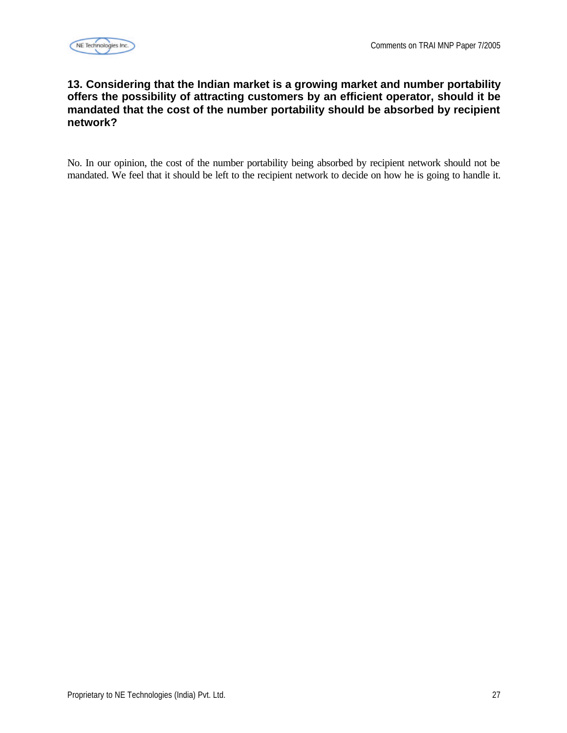**13. Considering that the Indian market is a growing market and number portability offers the possibility of attracting customers by an efficient operator, should it be mandated that the cost of the number portability should be absorbed by recipient network?**

No. In our opinion, the cost of the number portability being absorbed by recipient network should not be mandated. We feel that it should be left to the recipient network to decide on how he is going to handle it.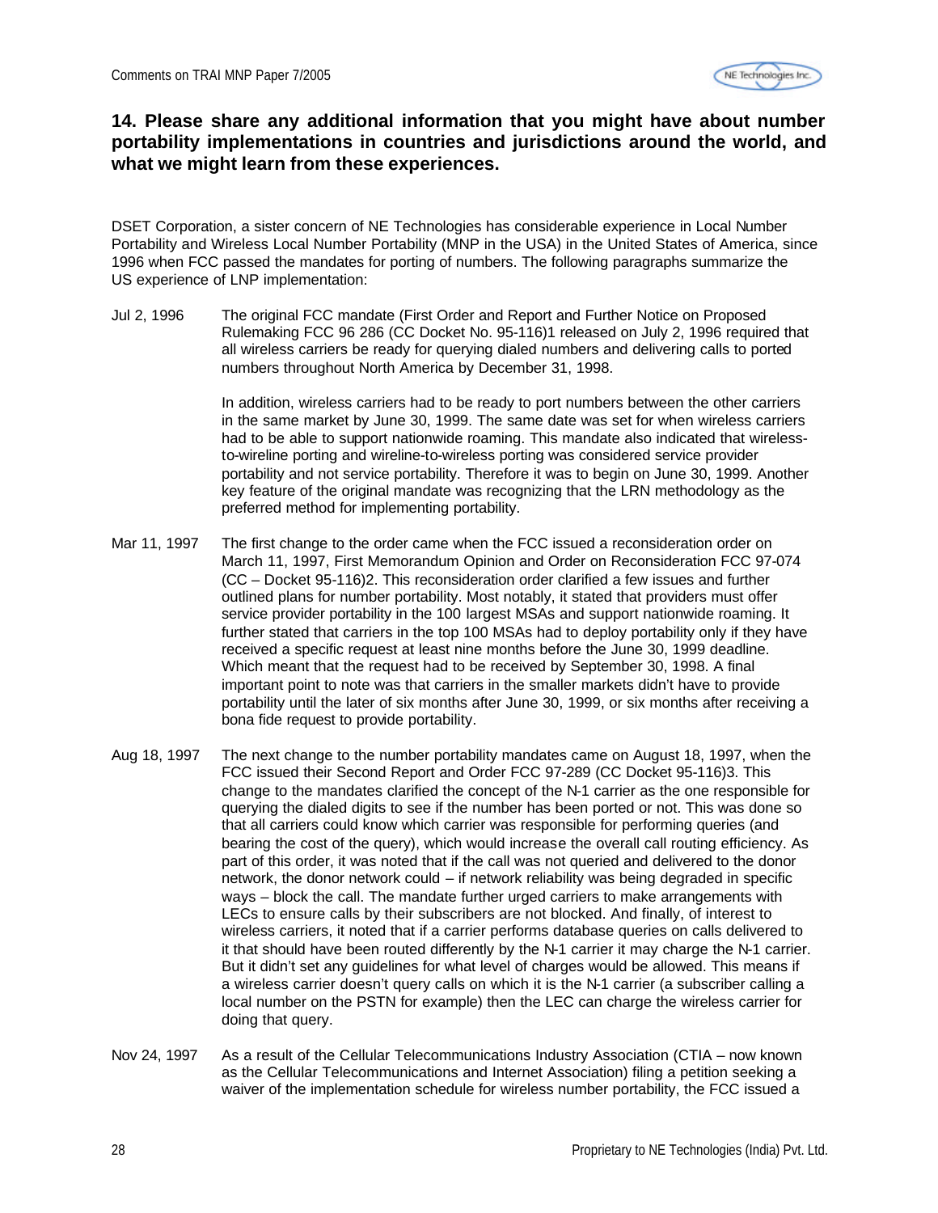## 14. Please share any additional information that you might have about number portability implementations in countries and jurisdictions around the world, and what we might learn from these experiences.

DSET Corporation, a sister concern of NE Technologies has considerable experience in Local Number Portability and Wireless Local Number Portability (MNP in the USA) in the United States of America, since 1996 when FCC passed the mandates for porting of numbers. The following paragraphs summarize the US experience of LNP implementation:

**Jul 2, 1996** The original FCC mandate (First Order and Report and Further Notice on Proposed Rulemaking FCC 96 286 (CC Docket No. 95-116)1 released on July 2, 1996 required that all wireless carriers be ready for querying dialed numbers and delivering calls to ported numbers throughout North America by December 31, 1998.

In addition, wireless carriers had to be ready to port numbers between the other carriers in the same market by June 30, 1999. The same date was set for when wireless carriers had to be able to support nationwide roaming. This mandate also indicated that wireless-to-wireline porting and wireline-to-wireless porting was considered service provider portability and not service portability. Therefore it was to begin on June 30, 1999. Another key feature of the original mandate was recognizing that the LRN methodology as the preferred method for implementing portability.

**Mar 11, 1997** The first change to the order came when the FCC issued a reconsideration order on March 11, 1997, First Memorandum Opinion and Order on Reconsideration FCC 97-074 (CC – Docket 95-116)2. This reconsideration order clarified a few issues and further outlined plans for number portability. Most notably, it stated that providers must offer service provider portability in the 100 largest MSAs and support nationwide roaming. It further stated that carriers in the top 100 MSAs had to deploy portability only if they have received a specific request at least nine months before the June 30, 1999 deadline. Which meant that the request had to be received by September 30, 1998. A final important point to note was that carriers in the smaller markets didn't have to provide portability until the later of six months after June 30, 1999, or six months after receiving a bona fide request to provide portability.

**Aug 18, 1997** The next change to the number portability mandates came on August 18, 1997, when the FCC issued their Second Report and Order FCC 97-289 (CC Docket 95-116)3. This change to the mandates clarified the concept of the N-1 carrier as the one responsible for querying the dialed digits to see if the number has been ported or not. This was done so that all carriers could know which carrier was responsible for performing queries (and bearing the cost of the query), which would increase the overall call routing efficiency. As part of this order, it was noted that if the call was not queried and delivered to the donor network, the donor network could – if network reliability was being degraded in specific ways – block the call. The mandate further urged carriers to make arrangements with LECs to ensure calls by their subscribers are not blocked. And finally, of interest to wireless carriers, it noted that if a carrier performs database queries on calls delivered to it that should have been routed differently by the N-1 carrier it may charge the N-1 carrier. But it didn't set any guidelines for what level of charges would be allowed. This means if a wireless carrier doesn't query calls on which it is the N-1 carrier (a subscriber calling a local number on the PSTN for example) then the LEC can charge the wireless carrier for doing that query.

**Nov 24, 1997** As a result of the Cellular Telecommunications Industry Association (CTIA – now known as the Cellular Telecommunications and Internet Association) filing a petition seeking a waiver of the implementation schedule for wireless number portability, the FCC issued a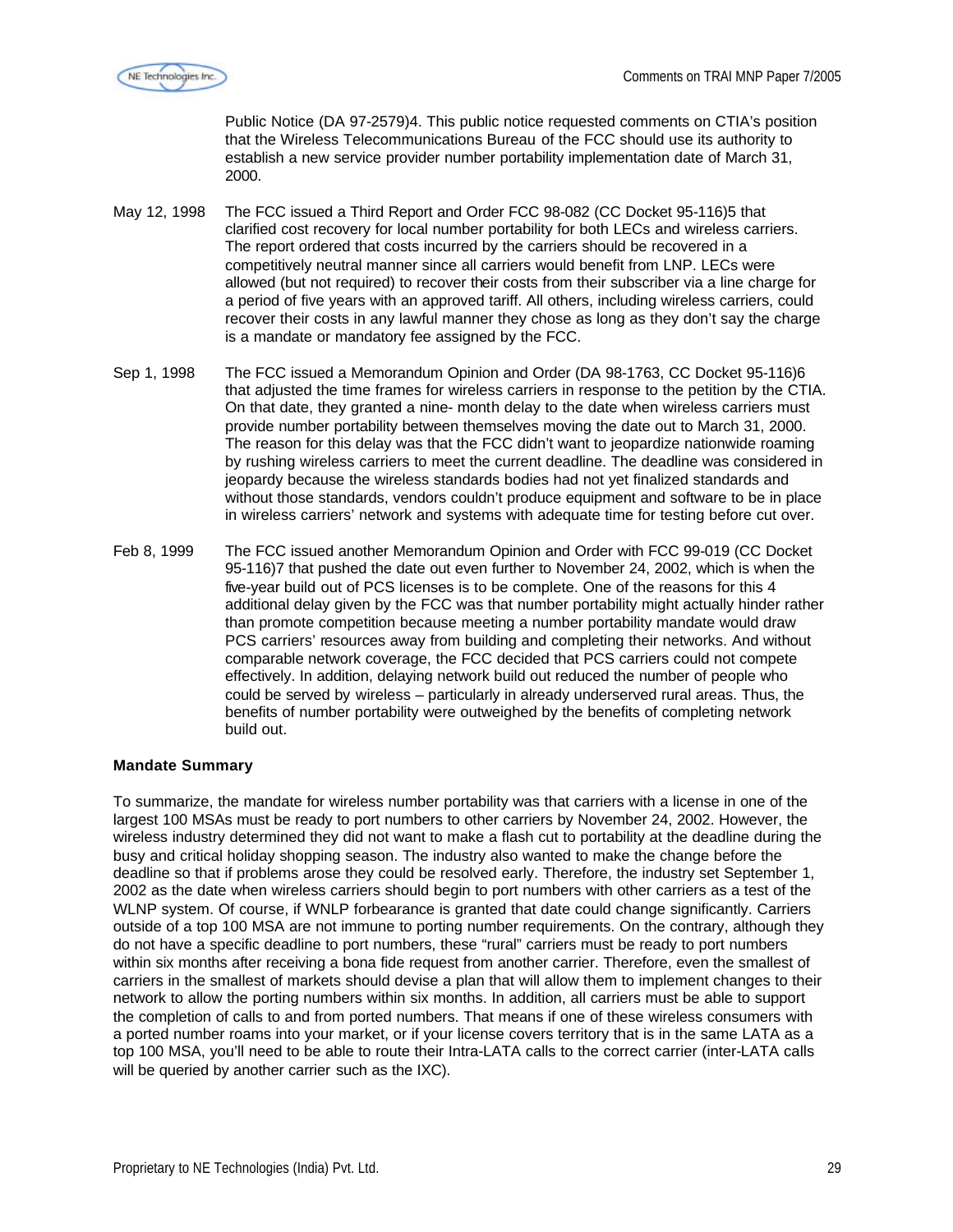Public Notice (DA 97-2579)4. This public notice requested comments on CTIA's position that the Wireless Telecommunications Bureau of the FCC should use its authority to establish a new service provider number portability implementation date of March 31, 2000.

May 12, 1998 The FCC issued a Third Report and Order FCC 98-082 (CC Docket 95-116)5 that clarified cost recovery for local number portability for both LECs and wireless carriers. The report ordered that costs incurred by the carriers should be recovered in a competitively neutral manner since all carriers would benefit from LNP. LECs were allowed (but not required) to recover their costs from their subscriber via a line charge for a period of five years with an approved tariff. All others, including wireless carriers, could recover their costs in any lawful manner they chose as long as they don't say the charge is a mandate or mandatory fee assigned by the FCC.

Sep 1, 1998 The FCC issued a Memorandum Opinion and Order (DA 98-1763, CC Docket 95-116)6 that adjusted the time frames for wireless carriers in response to the petition by the CTIA. On that date, they granted a nine- month delay to the date when wireless carriers must provide number portability between themselves moving the date out to March 31, 2000. The reason for this delay was that the FCC didn't want to jeopardize nationwide roaming by rushing wireless carriers to meet the current deadline. The deadline was considered in jeopardy because the wireless standards bodies had not yet finalized standards and without those standards, vendors couldn't produce equipment and software to be in place in wireless carriers' network and systems with adequate time for testing before cut over.

Feb 8, 1999 The FCC issued another Memorandum Opinion and Order with FCC 99-019 (CC Docket 95-116)7 that pushed the date out even further to November 24, 2002, which is when the five-year build out of PCS licenses is to be complete. One of the reasons for this 4 additional delay given by the FCC was that number portability might actually hinder rather than promote competition because meeting a number portability mandate would draw PCS carriers' resources away from building and completing their networks. And without comparable network coverage, the FCC decided that PCS carriers could not compete effectively. In addition, delaying network build out reduced the number of people who could be served by wireless – particularly in already underserved rural areas. Thus, the benefits of number portability were outweighed by the benefits of completing network build out.

**Mandate Summary**

To summarize, the mandate for wireless number portability was that carriers with a license in one of the largest 100 MSAs must be ready to port numbers to other carriers by November 24, 2002. However, the wireless industry determined they did not want to make a flash cut to portability at the deadline during the busy and critical holiday shopping season. The industry also wanted to make the change before the deadline so that if problems arose they could be resolved early. Therefore, the industry set September 1, 2002 as the date when wireless carriers should begin to port numbers with other carriers as a test of the WLNP system. Of course, if WNLP forbearance is granted that date could change significantly. Carriers outside of a top 100 MSA are not immune to porting number requirements. On the contrary, although they do not have a specific deadline to port numbers, these "rural" carriers must be ready to port numbers within six months after receiving a bona fide request from another carrier. Therefore, even the smallest of carriers in the smallest of markets should devise a plan that will allow them to implement changes to their network to allow the porting numbers within six months. In addition, all carriers must be able to support the completion of calls to and from ported numbers. That means if one of these wireless consumers with a ported number roams into your market, or if your license covers territory that is in the same LATA as a top 100 MSA, you'll need to be able to route their Intra-LATA calls to the correct carrier (inter-LATA calls will be queried by another carrier such as the IXC).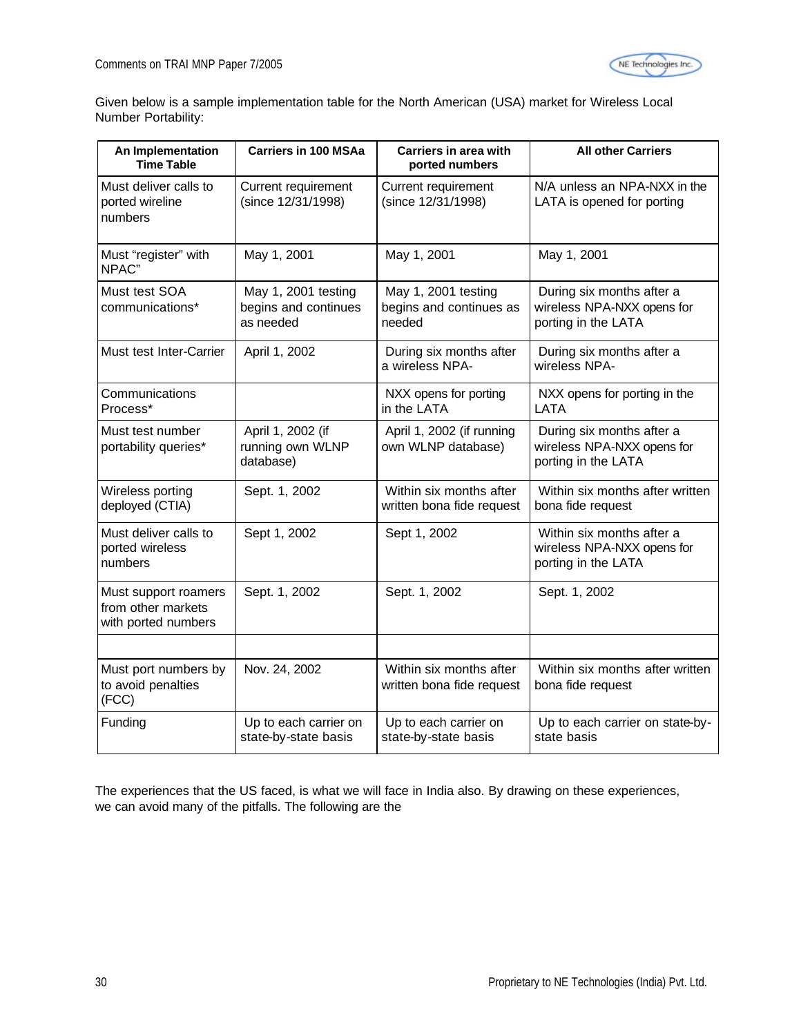Given below is a sample implementation table for the North American (USA) market for Wireless Local Number Portability:

| An Implementation Time Table | Carriers in 100 MSAa | Carriers in area with ported numbers | All other Carriers |
|---|---|---|---|
| Must deliver calls to ported wireline numbers | Current requirement (since 12/31/1998) | Current requirement (since 12/31/1998) | N/A unless an NPA-NXX in the LATA is opened for porting |
| Must "register" with NPAC" | May 1, 2001 | May 1, 2001 | May 1, 2001 |
| Must test SOA communications* | May 1, 2001 testing begins and continues as needed | May 1, 2001 testing begins and continues as needed | During six months after a wireless NPA-NXX opens for porting in the LATA |
| Must test Inter-Carrier | April 1, 2002 | During six months after a wireless NPA- | During six months after a wireless NPA- |
| Communications Process* | | NXX opens for porting in the LATA | NXX opens for porting in the LATA |
| Must test number portability queries* | April 1, 2002 (if running own WLNP database) | April 1, 2002 (if running own WLNP database) | During six months after a wireless NPA-NXX opens for porting in the LATA |
| Wireless porting deployed (CTIA) | Sept. 1, 2002 | Within six months after written bona fide request | Within six months after written bona fide request |
| Must deliver calls to ported wireless numbers | Sept 1, 2002 | Sept 1, 2002 | Within six months after a wireless NPA-NXX opens for porting in the LATA |
| Must support roamers from other markets with ported numbers | Sept. 1, 2002 | Sept. 1, 2002 | Sept. 1, 2002 |
| | | | |
| Must port numbers by to avoid penalties (FCC) | Nov. 24, 2002 | Within six months after written bona fide request | Within six months after written bona fide request |
| Funding | Up to each carrier on state-by-state basis | Up to each carrier on state-by-state basis | Up to each carrier on state-by-state basis |

The experiences that the US faced, is what we will face in India also. By drawing on these experiences, we can avoid many of the pitfalls. The following are the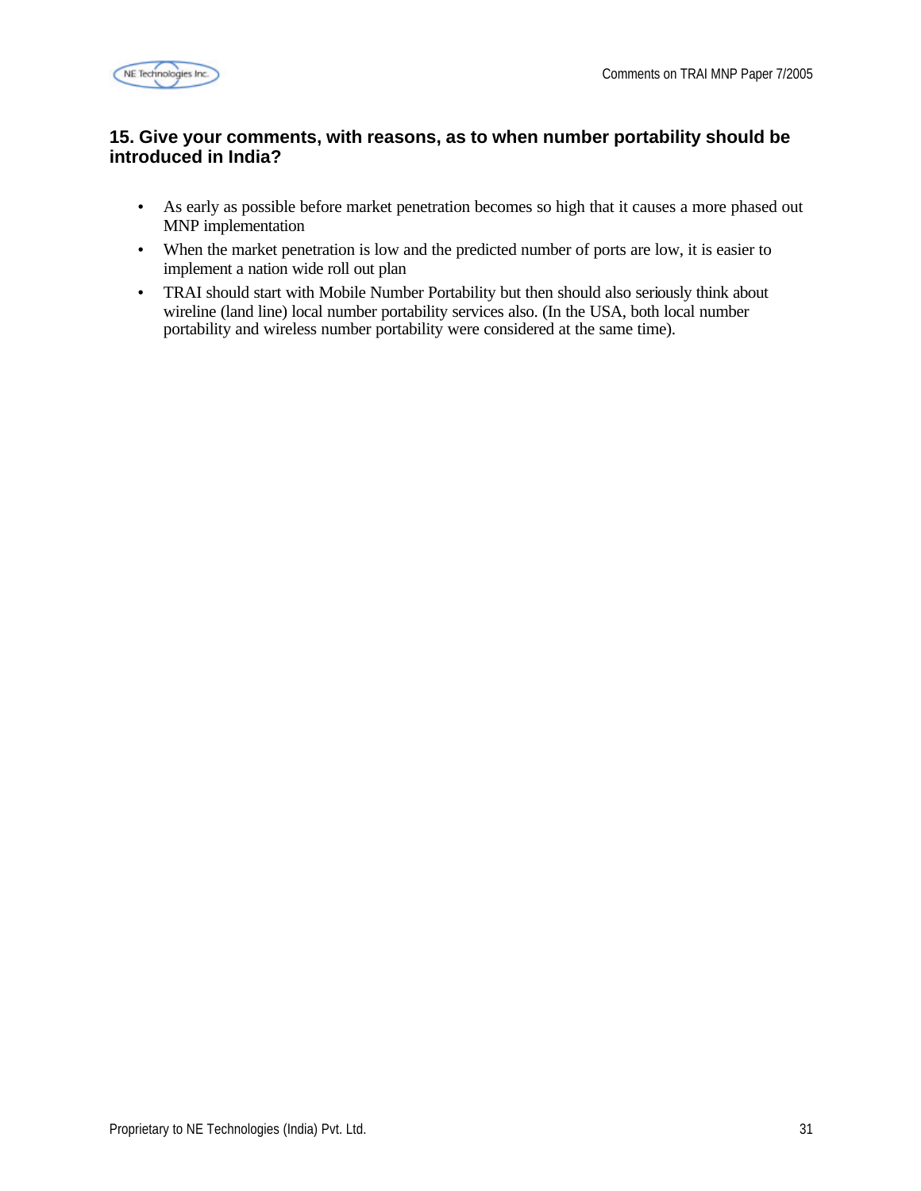### 15. Give your comments, with reasons, as to when number portability should be introduced in India?

- As early as possible before market penetration becomes so high that it causes a more phased out MNP implementation
- When the market penetration is low and the predicted number of ports are low, it is easier to implement a nation wide roll out plan
- TRAI should start with Mobile Number Portability but then should also seriously think about wireline (land line) local number portability services also. (In the USA, both local number portability and wireless number portability were considered at the same time).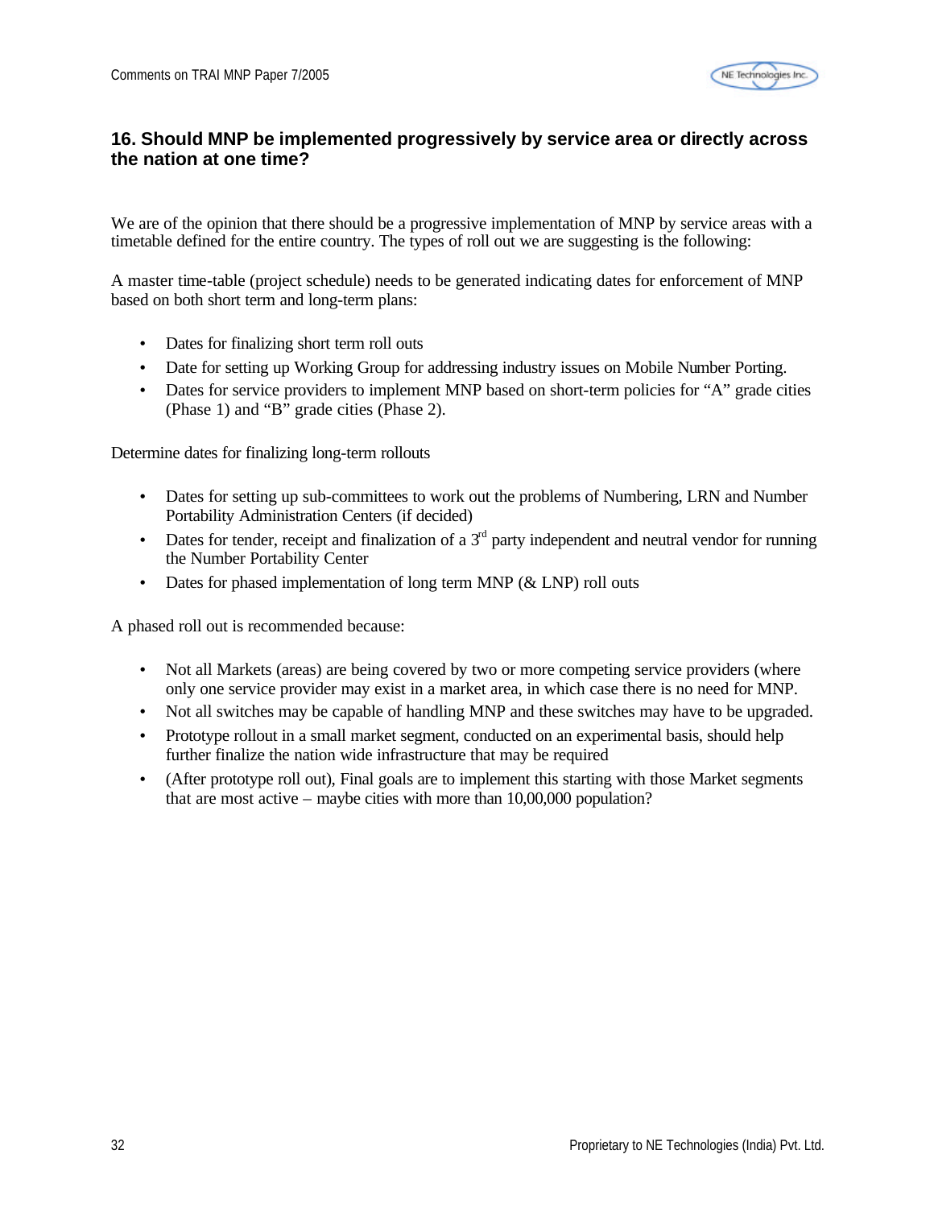## 16. Should MNP be implemented progressively by service area or directly across the nation at one time?

We are of the opinion that there should be a progressive implementation of MNP by service areas with a timetable defined for the entire country. The types of roll out we are suggesting is the following:

A master time-table (project schedule) needs to be generated indicating dates for enforcement of MNP based on both short term and long-term plans:

- Dates for finalizing short term roll outs
- Date for setting up Working Group for addressing industry issues on Mobile Number Porting.
- Dates for service providers to implement MNP based on short-term policies for “A” grade cities (Phase 1) and “B” grade cities (Phase 2).

Determine dates for finalizing long-term rollouts

- Dates for setting up sub-committees to work out the problems of Numbering, LRN and Number Portability Administration Centers (if decided)
- Dates for tender, receipt and finalization of a 3rd party independent and neutral vendor for running the Number Portability Center
- Dates for phased implementation of long term MNP (& LNP) roll outs

A phased roll out is recommended because:

- Not all Markets (areas) are being covered by two or more competing service providers (where only one service provider may exist in a market area, in which case there is no need for MNP.
- Not all switches may be capable of handling MNP and these switches may have to be upgraded.
- Prototype rollout in a small market segment, conducted on an experimental basis, should help further finalize the nation wide infrastructure that may be required
- (After prototype roll out), Final goals are to implement this starting with those Market segments that are most active – maybe cities with more than 10,00,000 population?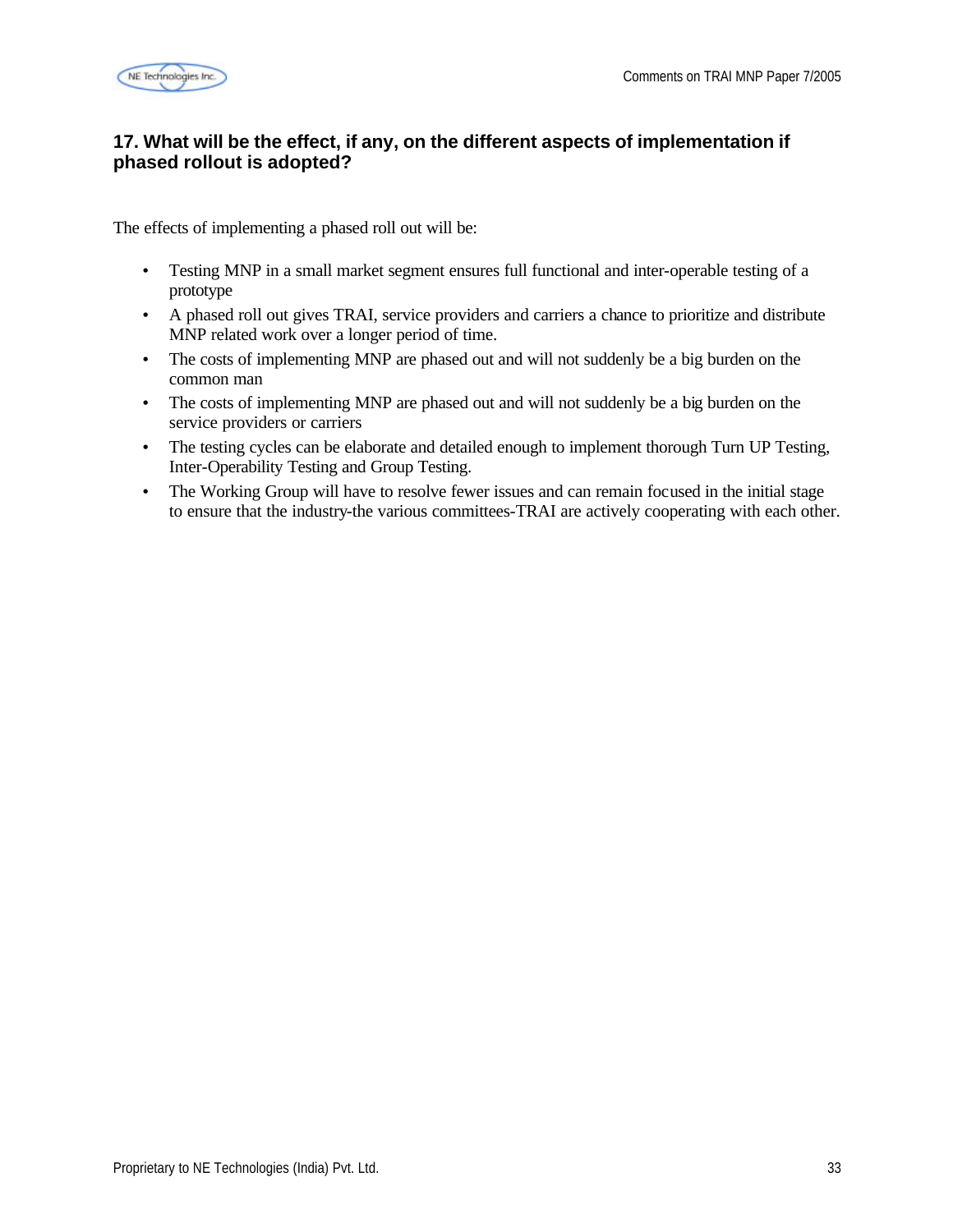### 17. What will be the effect, if any, on the different aspects of implementation if phased rollout is adopted?

The effects of implementing a phased roll out will be:

- Testing MNP in a small market segment ensures full functional and inter-operable testing of a prototype
- A phased roll out gives TRAI, service providers and carriers a chance to prioritize and distribute MNP related work over a longer period of time.
- The costs of implementing MNP are phased out and will not suddenly be a big burden on the common man
- The costs of implementing MNP are phased out and will not suddenly be a big burden on the service providers or carriers
- The testing cycles can be elaborate and detailed enough to implement thorough Turn UP Testing, Inter-Operability Testing and Group Testing.
- The Working Group will have to resolve fewer issues and can remain focused in the initial stage to ensure that the industry-the various committees-TRAI are actively cooperating with each other.